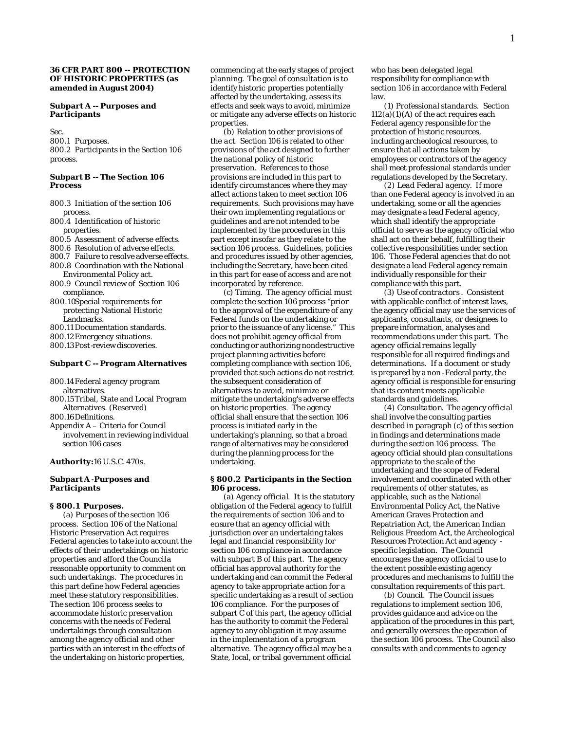**36 CFR PART 800 -- PROTECTION OF HISTORIC PROPERTIES (as amended in August 2004)**

**Subpart A -- Purposes and Participants**

Sec.

800.1 Purposes.

800.2 Participants in the Section 106 process.

**Subpart B -- The Section 106 Process**

800.3 Initiation of the section 106 process.
800.4 Identification of historic properties.
800.5 Assessment of adverse effects.
800.6 Resolution of adverse effects.
800.7 Failure to resolve adverse effects.
800.8 Coordination with the National Environmental Policy act.
800.9 Council review of Section 106 compliance.
800.10 Special requirements for protecting National Historic Landmarks.
800.11 Documentation standards.
800.12 Emergency situations.
800.13 Post-review discoveries.

**Subpart C -- Program Alternatives**

800.14 Federal agency program alternatives.
800.15 Tribal, State and Local Program Alternatives. (Reserved)
800.16 Definitions.
Appendix A – Criteria for Council involvement in reviewing individual section 106 cases

**Authority:** 16 U.S.C. 470s.

**Subpart A -Purposes and Participants**

**§ 800.1 Purposes.**

(a) Purposes of the section 106 process. Section 106 of the National Historic Preservation Act requires Federal agencies to take into account the effects of their undertakings on historic properties and afford the Council a reasonable opportunity to comment on such undertakings. The procedures in this part define how Federal agencies meet these statutory responsibilities. The section 106 process seeks to accommodate historic preservation concerns with the needs of Federal undertakings through consultation among the agency official and other parties with an interest in the effects of the undertaking on historic properties, commencing at the early stages of project planning. The goal of consultation is to identify historic properties potentially affected by the undertaking, assess its effects and seek ways to avoid, minimize or mitigate any adverse effects on historic properties.

(b) *Relation to other provisions of the act.* Section 106 is related to other provisions of the act designed to further the national policy of historic preservation. References to those provisions are included in this part to identify circumstances where they may affect actions taken to meet section 106 requirements. Such provisions may have their own implementing regulations or guidelines and are not intended to be implemented by the procedures in this part except insofar as they relate to the section 106 process. Guidelines, policies and procedures issued by other agencies, including the Secretary, have been cited in this part for ease of access and are not incorporated by reference.

(c) *Timing.* The agency official must complete the section 106 process "prior to the approval of the expenditure of any Federal funds on the undertaking or prior to the issuance of any license." This does not prohibit agency official from conducting or authorizing nondestructive project planning activities before completing compliance with section 106, provided that such actions do not restrict the subsequent consideration of alternatives to avoid, minimize or mitigate the undertaking's adverse effects on historic properties. The agency official shall ensure that the section 106 process is initiated early in the undertaking's planning, so that a broad range of alternatives may be considered during the planning process for the undertaking.

**§ 800.2 Participants in the Section 106 process.**

(a) *Agency official.* It is the statutory obligation of the Federal agency to fulfill the requirements of section 106 and to ensure that an agency official with jurisdiction over an undertaking takes legal and financial responsibility for section 106 compliance in accordance with subpart B of this part. The agency official has approval authority for the undertaking and can commit the Federal agency to take appropriate action for a specific undertaking as a result of section 106 compliance. For the purposes of subpart C of this part, the agency official has the authority to commit the Federal agency to any obligation it may assume in the implementation of a program alternative. The agency official may be a State, local, or tribal government official who has been delegated legal responsibility for compliance with section 106 in accordance with Federal law.

(1) *Professional standards.* Section 112(a)(1)(A) of the act requires each Federal agency responsible for the protection of historic resources, including archeological resources, to ensure that all actions taken by employees or contractors of the agency shall meet professional standards under regulations developed by the Secretary.

(2) *Lead Federal agency.* If more than one Federal agency is involved in an undertaking, some or all the agencies may designate a lead Federal agency, which shall identify the appropriate official to serve as the agency official who shall act on their behalf, fulfilling their collective responsibilities under section 106. Those Federal agencies that do not designate a lead Federal agency remain individually responsible for their compliance with this part.

(3) *Use of contractors.* Consistent with applicable conflict of interest laws, the agency official may use the services of applicants, consultants, or designees to prepare information, analyses and recommendations under this part. The agency official remains legally responsible for all required findings and determinations. If a document or study is prepared by a non-Federal party, the agency official is responsible for ensuring that its content meets applicable standards and guidelines.

(4) *Consultation.* The agency official shall involve the consulting parties described in paragraph (c) of this section in findings and determinations made during the section 106 process. The agency official should plan consultations appropriate to the scale of the undertaking and the scope of Federal involvement and coordinated with other requirements of other statutes, as applicable, such as the National Environmental Policy Act, the Native American Graves Protection and Repatriation Act, the American Indian Religious Freedom Act, the Archeological Resources Protection Act and agency-specific legislation. The Council encourages the agency official to use to the extent possible existing agency procedures and mechanisms to fulfill the consultation requirements of this part.

(b) *Council.* The Council issues regulations to implement section 106, provides guidance and advice on the application of the procedures in this part, and generally oversees the operation of the section 106 process. The Council also consults with and comments to agency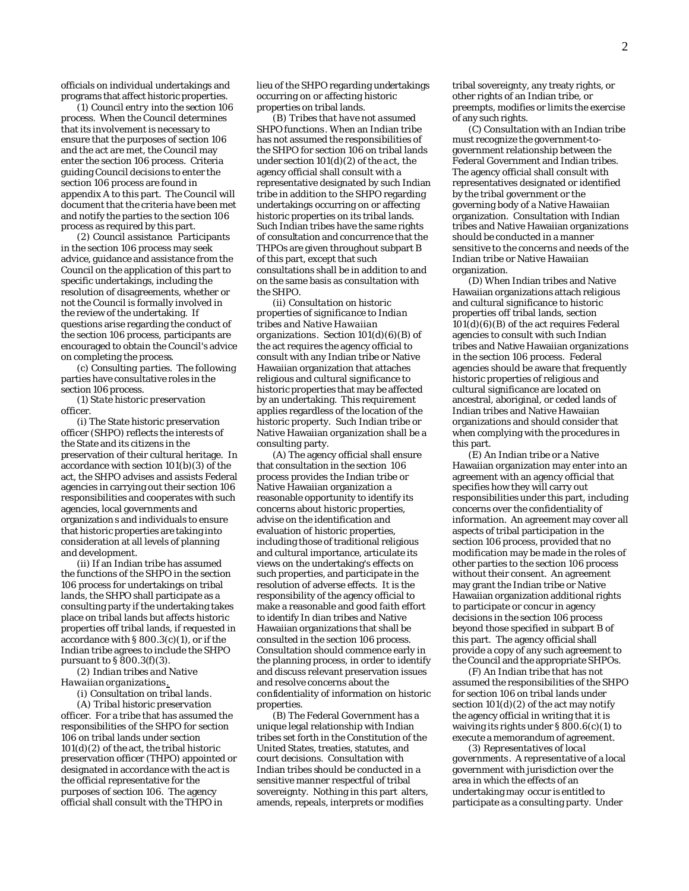officials on individual undertakings and programs that affect historic properties.

(1) *Council entry into the section 106 process.* When the Council determines that its involvement is necessary to ensure that the purposes of section 106 and the act are met, the Council may enter the section 106 process. Criteria guiding Council decisions to enter the section 106 process are found in appendix A to this part. The Council will document that the criteria have been met and notify the parties to the section 106 process as required by this part.

(2) *Council assistance.* Participants in the section 106 process may seek advice, guidance and assistance from the Council on the application of this part to specific undertakings, including the resolution of disagreements, whether or not the Council is formally involved in the review of the undertaking. If questions arise regarding the conduct of the section 106 process, participants are encouraged to obtain the Council's advice on completing the process.

(c) *Consulting parties.* The following parties have consultative roles in the section 106 process.

(1) *State historic preservation officer.*

(i) The State historic preservation officer (SHPO) reflects the interests of the State and its citizens in the preservation of their cultural heritage. In accordance with section 101(b)(3) of the act, the SHPO advises and assists Federal agencies in carrying out their section 106 responsibilities and cooperates with such agencies, local governments and organization s and individuals to ensure that historic properties are taking into consideration at all levels of planning and development.

(ii) If an Indian tribe has assumed the functions of the SHPO in the section 106 process for undertakings on tribal lands, the SHPO shall participate as a consulting party if the undertaking takes place on tribal lands but affects historic properties off tribal lands, if requested in accordance with § 800.3(c)(1), or if the Indian tribe agrees to include the SHPO pursuant to § 800.3(f)(3).

(2) *Indian tribes and Native Hawaiian organizations.*

(i) *Consultation on tribal lands.*

(A) *Tribal historic preservation officer.* For a tribe that has assumed the responsibilities of the SHPO for section 106 on tribal lands under section 101(d)(2) of the act, the tribal historic preservation officer (THPO) appointed or designated in accordance with the act is the official representative for the purposes of section 106. The agency official shall consult with the THPO in lieu of the SHPO regarding undertakings occurring on or affecting historic properties on tribal lands.

(B) *Tribes that have not assumed SHPO functions.* When an Indian tribe has not assumed the responsibilities of the SHPO for section 106 on tribal lands under section 101(d)(2) of the act, the agency official shall consult with a representative designated by such Indian tribe in addition to the SHPO regarding undertakings occurring on or affecting historic properties on its tribal lands. Such Indian tribes have the same rights of consultation and concurrence that the THPOs are given throughout subpart B of this part, except that such consultations shall be in addition to and on the same basis as consultation with the SHPO.

(ii) *Consultation on historic properties of significance to Indian tribes and Native Hawaiian organizations.* Section 101(d)(6)(B) of the act requires the agency official to consult with any Indian tribe or Native Hawaiian organization that attaches religious and cultural significance to historic properties that may be affected by an undertaking. This requirement applies regardless of the location of the historic property. Such Indian tribe or Native Hawaiian organization shall be a consulting party.

(A) The agency official shall ensure that consultation in the section 106 process provides the Indian tribe or Native Hawaiian organization a reasonable opportunity to identify its concerns about historic properties, advise on the identification and evaluation of historic properties, including those of traditional religious and cultural importance, articulate its views on the undertaking's effects on such properties, and participate in the resolution of adverse effects. It is the responsibility of the agency official to make a reasonable and good faith effort to identify In dian tribes and Native Hawaiian organizations that shall be consulted in the section 106 process. Consultation should commence early in the planning process, in order to identify and discuss relevant preservation issues and resolve concerns about the confidentiality of information on historic properties.

(B) The Federal Government has a unique legal relationship with Indian tribes set forth in the Constitution of the United States, treaties, statutes, and court decisions. Consultation with Indian tribes should be conducted in a sensitive manner respectful of tribal sovereignty. Nothing in this part alters, amends, repeals, interprets or modifies tribal sovereignty, any treaty rights, or other rights of an Indian tribe, or preempts, modifies or limits the exercise of any such rights.

(C) Consultation with an Indian tribe must recognize the government-to-government relationship between the Federal Government and Indian tribes. The agency official shall consult with representatives designated or identified by the tribal government or the governing body of a Native Hawaiian organization. Consultation with Indian tribes and Native Hawaiian organizations should be conducted in a manner sensitive to the concerns and needs of the Indian tribe or Native Hawaiian organization.

(D) When Indian tribes and Native Hawaiian organizations attach religious and cultural significance to historic properties off tribal lands, section 101(d)(6)(B) of the act requires Federal agencies to consult with such Indian tribes and Native Hawaiian organizations in the section 106 process. Federal agencies should be aware that frequently historic properties of religious and cultural significance are located on ancestral, aboriginal, or ceded lands of Indian tribes and Native Hawaiian organizations and should consider that when complying with the procedures in this part.

(E) An Indian tribe or a Native Hawaiian organization may enter into an agreement with an agency official that specifies how they will carry out responsibilities under this part, including concerns over the confidentiality of information. An agreement may cover all aspects of tribal participation in the section 106 process, provided that no modification may be made in the roles of other parties to the section 106 process without their consent. An agreement may grant the Indian tribe or Native Hawaiian organization additional rights to participate or concur in agency decisions in the section 106 process beyond those specified in subpart B of this part. The agency official shall provide a copy of any such agreement to the Council and the appropriate SHPOs.

(F) An Indian tribe that has not assumed the responsibilities of the SHPO for section 106 on tribal lands under section 101(d)(2) of the act may notify the agency official in writing that it is waiving its rights under § 800.6(c)(1) to execute a memorandum of agreement.

(3) *Representatives of local governments.* A representative of a local government with jurisdiction over the area in which the effects of an undertaking may occur is entitled to participate as a consulting party. Under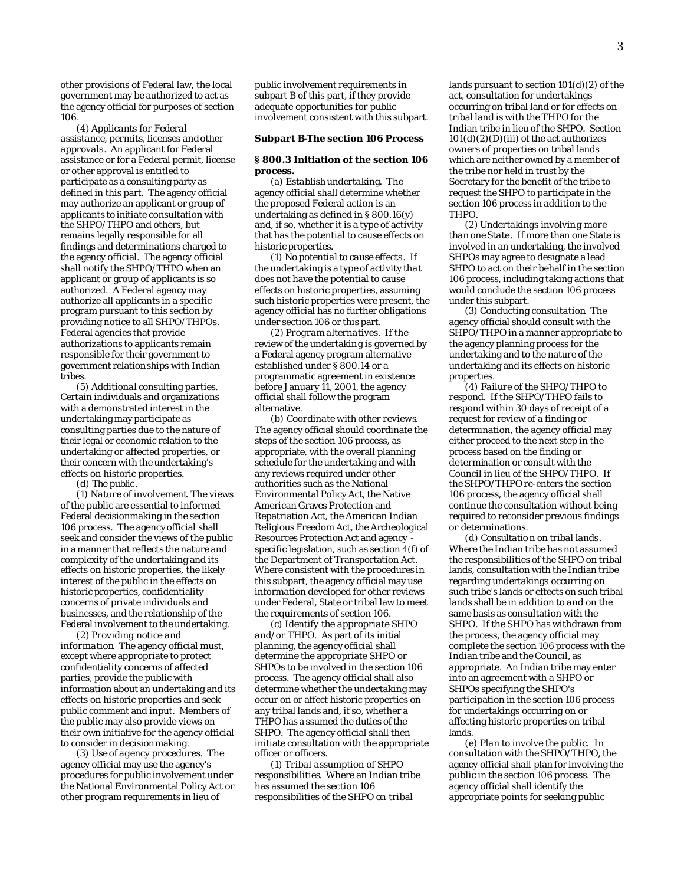other provisions of Federal law, the local government may be authorized to act as the agency official for purposes of section 106.

(4) *Applicants for Federal assistance, permits, licenses and other approvals*. An applicant for Federal assistance or for a Federal permit, license or other approval is entitled to participate as a consulting party as defined in this part. The agency official may authorize an applicant or group of applicants to initiate consultation with the SHPO/THPO and others, but remains legally responsible for all findings and determinations charged to the agency official. The agency official shall notify the SHPO/THPO when an applicant or group of applicants is so authorized. A Federal agency may authorize all applicants in a specific program pursuant to this section by providing notice to all SHPO/THPOs. Federal agencies that provide authorizations to applicants remain responsible for their government to government relationships with Indian tribes.

(5) *Additional consulting parties*. Certain individuals and organizations with a demonstrated interest in the undertaking may participate as consulting parties due to the nature of their legal or economic relation to the undertaking or affected properties, or their concern with the undertaking's effects on historic properties.

(d) *The public*.

(1) *Nature of involvement*. The views of the public are essential to informed Federal decisionmaking in the section 106 process. The agency official shall seek and consider the views of the public in a manner that reflects the nature and complexity of the undertaking and its effects on historic properties, the likely interest of the public in the effects on historic properties, confidentiality concerns of private individuals and businesses, and the relationship of the Federal involvement to the undertaking.

(2) *Providing notice and information*. The agency official must, except where appropriate to protect confidentiality concerns of affected parties, provide the public with information about an undertaking and its effects on historic properties and seek public comment and input. Members of the public may also provide views on their own initiative for the agency official to consider in decisionmaking.

(3) *Use of agency procedures*. The agency official may use the agency's procedures for public involvement under the National Environmental Policy Act or other program requirements in lieu of public involvement requirements in subpart B of this part, if they provide adequate opportunities for public involvement consistent with this subpart.

**Subpart B-The section 106 Process**

**§ 800.3 Initiation of the section 106 process.**

(a) *Establish undertaking*. The agency official shall determine whether the proposed Federal action is an undertaking as defined in § 800.16(y) and, if so, whether it is a type of activity that has the potential to cause effects on historic properties.

(1) *No potential to cause effects*. If the undertaking is a type of activity that does not have the potential to cause effects on historic properties, assuming such historic properties were present, the agency official has no further obligations under section 106 or this part.

(2) *Program alternatives*. If the review of the undertaking is governed by a Federal agency program alternative established under § 800.14 or a programmatic agreement in existence before January 11, 2001, the agency official shall follow the program alternative.

(b) *Coordinate with other reviews*. The agency official should coordinate the steps of the section 106 process, as appropriate, with the overall planning schedule for the undertaking and with any reviews required under other authorities such as the National Environmental Policy Act, the Native American Graves Protection and Repatriation Act, the American Indian Religious Freedom Act, the Archeological Resources Protection Act and agency - specific legislation, such as section 4(f) of the Department of Transportation Act. Where consistent with the procedures in this subpart, the agency official may use information developed for other reviews under Federal, State or tribal law to meet the requirements of section 106.

(c) *Identify the appropriate SHPO and/or THPO*. As part of its initial planning, the agency official shall determine the appropriate SHPO or SHPOs to be involved in the section 106 process. The agency official shall also determine whether the undertaking may occur on or affect historic properties on any tribal lands and, if so, whether a THPO has assumed the duties of the SHPO. The agency official shall then initiate consultation with the appropriate officer or officers.

(1) *Tribal assumption of SHPO responsibilities*. Where an Indian tribe has assumed the section 106 responsibilities of the SHPO on tribal lands pursuant to section 101(d)(2) of the act, consultation for undertakings occurring on tribal land or for effects on tribal land is with the THPO for the Indian tribe in lieu of the SHPO. Section 101(d)(2)(D)(iii) of the act authorizes owners of properties on tribal lands which are neither owned by a member of the tribe nor held in trust by the Secretary for the benefit of the tribe to request the SHPO to participate in the section 106 process in addition to the THPO.

(2) *Undertakings involving more than one State*. If more than one State is involved in an undertaking, the involved SHPOs may agree to designate a lead SHPO to act on their behalf in the section 106 process, including taking actions that would conclude the section 106 process under this subpart.

(3) *Conducting consultation*. The agency official should consult with the SHPO/THPO in a manner appropriate to the agency planning process for the undertaking and to the nature of the undertaking and its effects on historic properties.

(4) *Failure of the SHPO/THPO to respond*. If the SHPO/THPO fails to respond within 30 days of receipt of a request for review of a finding or determination, the agency official may either proceed to the next step in the process based on the finding or determination or consult with the Council in lieu of the SHPO/THPO. If the SHPO/THPO re-enters the section 106 process, the agency official shall continue the consultation without being required to reconsider previous findings or determinations.

(d) *Consultation on tribal lands*. Where the Indian tribe has not assumed the responsibilities of the SHPO on tribal lands, consultation with the Indian tribe regarding undertakings occurring on such tribe's lands or effects on such tribal lands shall be in addition to and on the same basis as consultation with the SHPO. If the SHPO has withdrawn from the process, the agency official may complete the section 106 process with the Indian tribe and the Council, as appropriate. An Indian tribe may enter into an agreement with a SHPO or SHPOs specifying the SHPO's participation in the section 106 process for undertakings occurring on or affecting historic properties on tribal lands.

(e) *Plan to involve the public*. In consultation with the SHPO/THPO, the agency official shall plan for involving the public in the section 106 process. The agency official shall identify the appropriate points for seeking public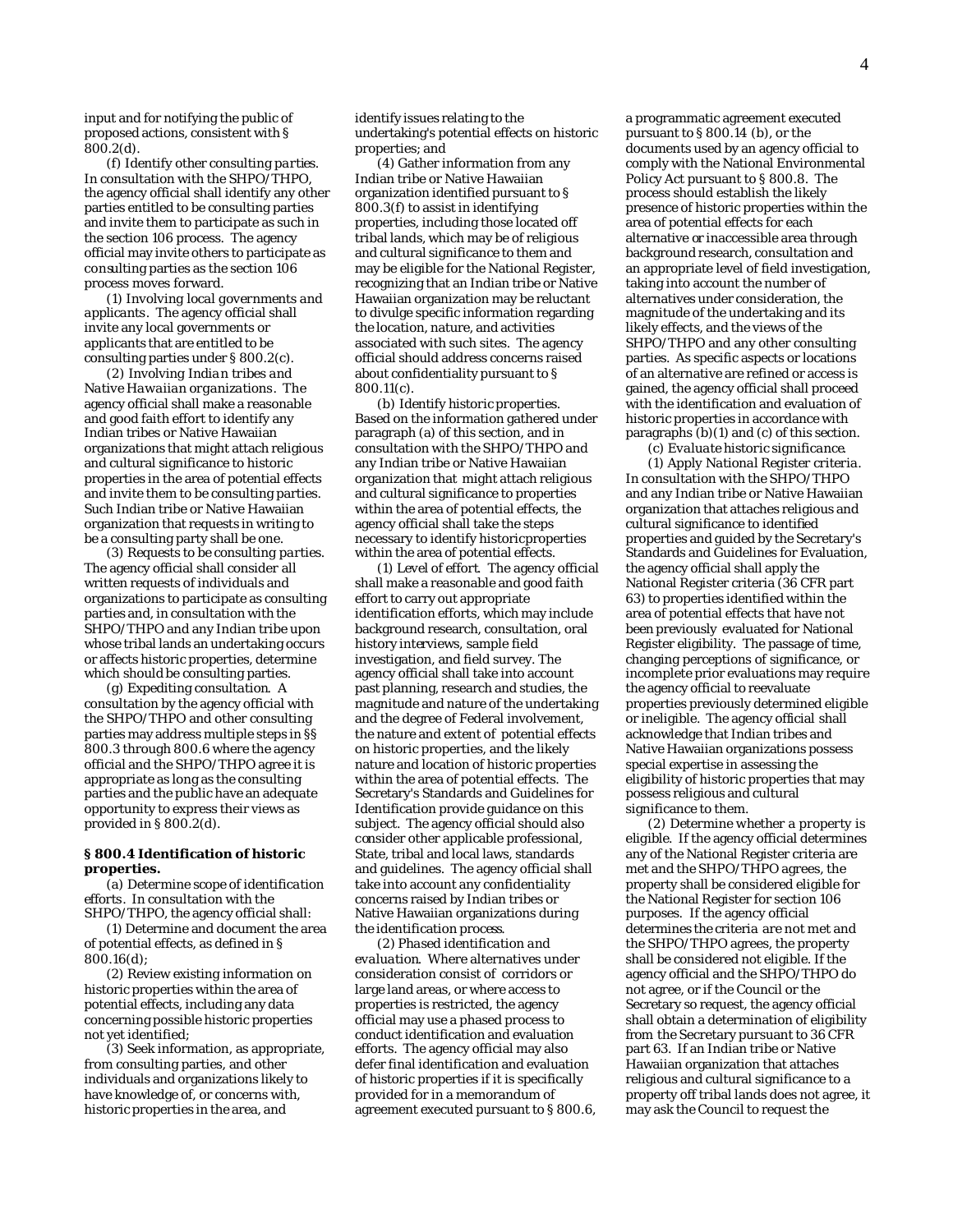input and for notifying the public of proposed actions, consistent with § 800.2(d).

(f) *Identify other consulting parties.* In consultation with the SHPO/THPO, the agency official shall identify any other parties entitled to be consulting parties and invite them to participate as such in the section 106 process. The agency official may invite others to participate as consulting parties as the section 106 process moves forward.

(1) *Involving local governments and applicants.* The agency official shall invite any local governments or applicants that are entitled to be consulting parties under § 800.2(c).

(2) *Involving Indian tribes and Native Hawaiian organizations.* The agency official shall make a reasonable and good faith effort to identify any Indian tribes or Native Hawaiian organizations that might attach religious and cultural significance to historic properties in the area of potential effects and invite them to be consulting parties. Such Indian tribe or Native Hawaiian organization that requests in writing to be a consulting party shall be one.

(3) *Requests to be consulting parties.* The agency official shall consider all written requests of individuals and organizations to participate as consulting parties and, in consultation with the SHPO/THPO and any Indian tribe upon whose tribal lands an undertaking occurs or affects historic properties, determine which should be consulting parties.

(g) *Expediting consultation.* A consultation by the agency official with the SHPO/THPO and other consulting parties may address multiple steps in §§ 800.3 through 800.6 where the agency official and the SHPO/THPO agree it is appropriate as long as the consulting parties and the public have an adequate opportunity to express their views as provided in § 800.2(d).

**§ 800.4 Identification of historic properties.**

(a) *Determine scope of identification efforts.* In consultation with the SHPO/THPO, the agency official shall:

(1) Determine and document the area of potential effects, as defined in § 800.16(d);

(2) Review existing information on historic properties within the area of potential effects, including any data concerning possible historic properties not yet identified;

(3) Seek information, as appropriate, from consulting parties, and other individuals and organizations likely to have knowledge of, or concerns with, historic properties in the area, and identify issues relating to the undertaking's potential effects on historic properties; and

(4) Gather information from any Indian tribe or Native Hawaiian organization identified pursuant to § 800.3(f) to assist in identifying properties, including those located off tribal lands, which may be of religious and cultural significance to them and may be eligible for the National Register, recognizing that an Indian tribe or Native Hawaiian organization may be reluctant to divulge specific information regarding the location, nature, and activities associated with such sites. The agency official should address concerns raised about confidentiality pursuant to § 800.11(c).

(b) *Identify historic properties.* Based on the information gathered under paragraph (a) of this section, and in consultation with the SHPO/THPO and any Indian tribe or Native Hawaiian organization that might attach religious and cultural significance to properties within the area of potential effects, the agency official shall take the steps necessary to identify historicproperties within the area of potential effects.

(1) *Level of effort.* The agency official shall make a reasonable and good faith effort to carry out appropriate identification efforts, which may include background research, consultation, oral history interviews, sample field investigation, and field survey. The agency official shall take into account past planning, research and studies, the magnitude and nature of the undertaking and the degree of Federal involvement, the nature and extent of potential effects on historic properties, and the likely nature and location of historic properties within the area of potential effects. The Secretary's Standards and Guidelines for Identification provide guidance on this subject. The agency official should also consider other applicable professional, State, tribal and local laws, standards and guidelines. The agency official shall take into account any confidentiality concerns raised by Indian tribes or Native Hawaiian organizations during the identification process.

(2) *Phased identification and evaluation.* Where alternatives under consideration consist of corridors or large land areas, or where access to properties is restricted, the agency official may use a phased process to conduct identification and evaluation efforts. The agency official may also defer final identification and evaluation of historic properties if it is specifically provided for in a memorandum of agreement executed pursuant to § 800.6, a programmatic agreement executed pursuant to § 800.14 (b), or the documents used by an agency official to comply with the National Environmental Policy Act pursuant to § 800.8. The process should establish the likely presence of historic properties within the area of potential effects for each alternative or inaccessible area through background research, consultation and an appropriate level of field investigation, taking into account the number of alternatives under consideration, the magnitude of the undertaking and its likely effects, and the views of the SHPO/THPO and any other consulting parties. As specific aspects or locations of an alternative are refined or access is gained, the agency official shall proceed with the identification and evaluation of historic properties in accordance with paragraphs (b)(1) and (c) of this section.

(c) *Evaluate historic significance.*

(1) *Apply National Register criteria.* In consultation with the SHPO/THPO and any Indian tribe or Native Hawaiian organization that attaches religious and cultural significance to identified properties and guided by the Secretary's Standards and Guidelines for Evaluation, the agency official shall apply the National Register criteria (36 CFR part 63) to properties identified within the area of potential effects that have not been previously evaluated for National Register eligibility. The passage of time, changing perceptions of significance, or incomplete prior evaluations may require the agency official to reevaluate properties previously determined eligible or ineligible. The agency official shall acknowledge that Indian tribes and Native Hawaiian organizations possess special expertise in assessing the eligibility of historic properties that may possess religious and cultural significance to them.

(2) *Determine whether a property is eligible.* If the agency official determines any of the National Register criteria are met and the SHPO/THPO agrees, the property shall be considered eligible for the National Register for section 106 purposes. If the agency official determines the criteria are not met and the SHPO/THPO agrees, the property shall be considered not eligible. If the agency official and the SHPO/THPO do not agree, or if the Council or the Secretary so request, the agency official shall obtain a determination of eligibility from the Secretary pursuant to 36 CFR part 63. If an Indian tribe or Native Hawaiian organization that attaches religious and cultural significance to a property off tribal lands does not agree, it may ask the Council to request the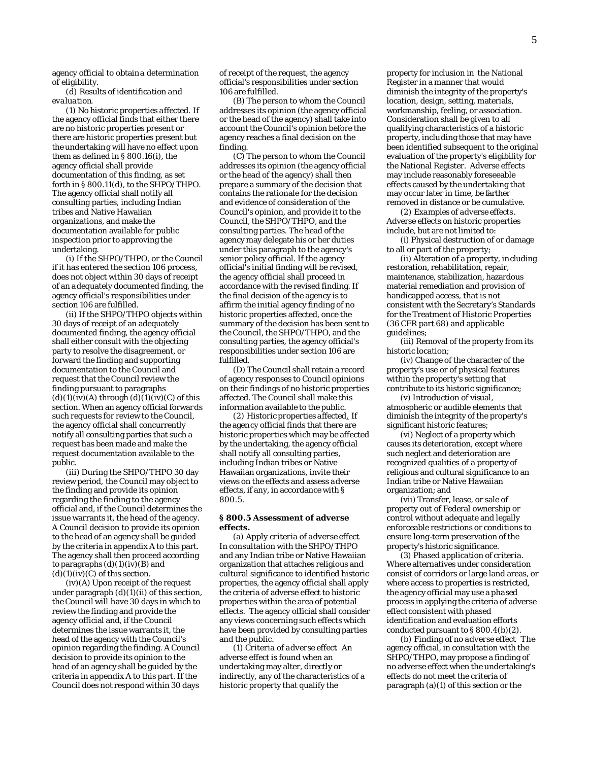agency official to obtain a determination of eligibility.

(d) *Results of identification and evaluation*.

(1) *No historic properties affected.* If the agency official finds that either there are no historic properties present or there are historic properties present but the undertaking will have no effect upon them as defined in § 800.16(i), the agency official shall provide documentation of this finding, as set forth in § 800.11(d), to the SHPO/THPO. The agency official shall notify all consulting parties, including Indian tribes and Native Hawaiian organizations, and make the documentation available for public inspection prior to approving the undertaking.

(i) If the SHPO/THPO, or the Council if it has entered the section 106 process, does not object within 30 days of receipt of an adequately documented finding, the agency official's responsibilities under section 106 are fulfilled.

(ii) If the SHPO/THPO objects within 30 days of receipt of an adequately documented finding, the agency official shall either consult with the objecting party to resolve the disagreement, or forward the finding and supporting documentation to the Council and request that the Council review the finding pursuant to paragraphs (d)(1)(iv)(A) through (d)(1)(iv)(C) of this section. When an agency official forwards such requests for review to the Council, the agency official shall concurrently notify all consulting parties that such a request has been made and make the request documentation available to the public.

(iii) During the SHPO/THPO 30 day review period, the Council may object to the finding and provide its opinion regarding the finding to the agency official and, if the Council determines the issue warrants it, the head of the agency. A Council decision to provide its opinion to the head of an agency shall be guided by the criteria in appendix A to this part. The agency shall then proceed according to paragraphs (d)(1)(iv)(B) and (d)(1)(iv)(C) of this section.

(iv)(A) Upon receipt of the request under paragraph (d)(1)(ii) of this section, the Council will have 30 days in which to review the finding and provide the agency official and, if the Council determines the issue warrants it, the head of the agency with the Council's opinion regarding the finding. A Council decision to provide its opinion to the head of an agency shall be guided by the criteria in appendix A to this part. If the Council does not respond within 30 days of receipt of the request, the agency official's responsibilities under section 106 are fulfilled.

(B) The person to whom the Council addresses its opinion (the agency official or the head of the agency) shall take into account the Council's opinion before the agency reaches a final decision on the finding.

(C) The person to whom the Council addresses its opinion (the agency official or the head of the agency) shall then prepare a summary of the decision that contains the rationale for the decision and evidence of consideration of the Council's opinion, and provide it to the Council, the SHPO/THPO, and the consulting parties. The head of the agency may delegate his or her duties under this paragraph to the agency's senior policy official. If the agency official's initial finding will be revised, the agency official shall proceed in accordance with the revised finding. If the final decision of the agency is to affirm the initial agency finding of no historic properties affected, once the summary of the decision has been sent to the Council, the SHPO/THPO, and the consulting parties, the agency official's responsibilities under section 106 are fulfilled.

(D) The Council shall retain a record of agency responses to Council opinions on their findings of no historic properties affected. The Council shall make this information available to the public.

(2) *Historic properties affected*. If the agency official finds that there are historic properties which may be affected by the undertaking, the agency official shall notify all consulting parties, including Indian tribes or Native Hawaiian organizations, invite their views on the effects and assess adverse effects, if any, in accordance with § 800.5.

**§ 800.5 Assessment of adverse effects.**

(a) *Apply criteria of adverse effect.* In consultation with the SHPO/THPO and any Indian tribe or Native Hawaiian organization that attaches religious and cultural significance to identified historic properties, the agency official shall apply the criteria of adverse effect to historic properties within the area of potential effects. The agency official shall consider any views concerning such effects which have been provided by consulting parties and the public.

(1) *Criteria of adverse effect.* An adverse effect is found when an undertaking may alter, directly or indirectly, any of the characteristics of a historic property that qualify the property for inclusion in the National Register in a manner that would diminish the integrity of the property's location, design, setting, materials, workmanship, feeling, or association. Consideration shall be given to all qualifying characteristics of a historic property, including those that may have been identified subsequent to the original evaluation of the property's eligibility for the National Register. Adverse effects may include reasonably foreseeable effects caused by the undertaking that may occur later in time, be farther removed in distance or be cumulative.

(2) *Examples of adverse effects.* Adverse effects on historic properties include, but are not limited to:

(i) Physical destruction of or damage to all or part of the property;

(ii) Alteration of a property, including restoration, rehabilitation, repair, maintenance, stabilization, hazardous material remediation and provision of handicapped access, that is not consistent with the Secretary's Standards for the Treatment of Historic Properties (36 CFR part 68) and applicable guidelines;

(iii) Removal of the property from its historic location;

(iv) Change of the character of the property's use or of physical features within the property's setting that contribute to its historic significance;

(v) Introduction of visual, atmospheric or audible elements that diminish the integrity of the property's significant historic features;

(vi) Neglect of a property which causes its deterioration, except where such neglect and deterioration are recognized qualities of a property of religious and cultural significance to an Indian tribe or Native Hawaiian organization; and

(vii) Transfer, lease, or sale of property out of Federal ownership or control without adequate and legally enforceable restrictions or conditions to ensure long-term preservation of the property's historic significance.

(3) *Phased application of criteria.* Where alternatives under consideration consist of corridors or large land areas, or where access to properties is restricted, the agency official may use a phased process in applying the criteria of adverse effect consistent with phased identification and evaluation efforts conducted pursuant to § 800.4(b)(2).

(b) *Finding of no adverse effect.* The agency official, in consultation with the SHPO/THPO, may propose a finding of no adverse effect when the undertaking's effects do not meet the criteria of paragraph (a)(1) of this section or the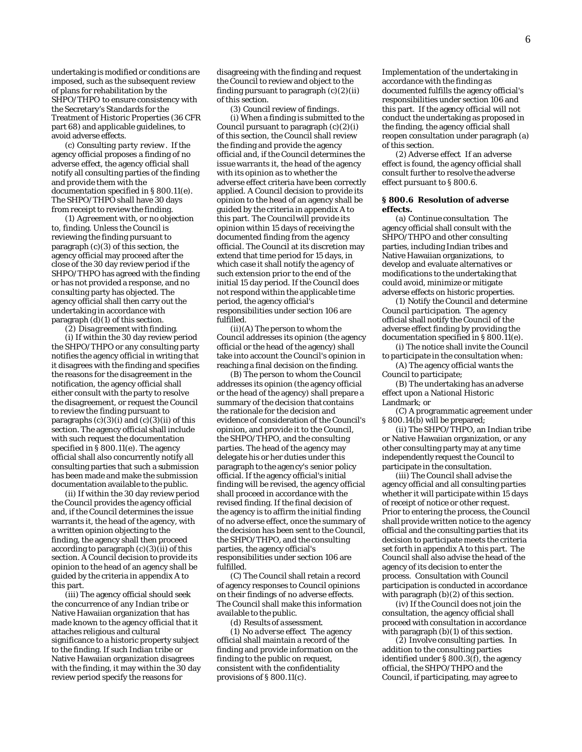undertaking is modified or conditions are imposed, such as the subsequent review of plans for rehabilitation by the SHPO/THPO to ensure consistency with the Secretary's Standards for the Treatment of Historic Properties (36 CFR part 68) and applicable guidelines, to avoid adverse effects.

(c) *Consulting party review*. If the agency official proposes a finding of no adverse effect, the agency official shall notify all consulting parties of the finding and provide them with the documentation specified in § 800.11(e). The SHPO/THPO shall have 30 days from receipt to review the finding.

(1) *Agreement with, or no objection to, finding*. Unless the Council is reviewing the finding pursuant to paragraph (c)(3) of this section, the agency official may proceed after the close of the 30 day review period if the SHPO/THPO has agreed with the finding or has not provided a response, and no consulting party has objected. The agency official shall then carry out the undertaking in accordance with paragraph (d)(1) of this section.

(2) *Disagreement with finding*.

(i) If within the 30 day review period the SHPO/THPO or any consulting party notifies the agency official in writing that it disagrees with the finding and specifies the reasons for the disagreement in the notification, the agency official shall either consult with the party to resolve the disagreement, or request the Council to review the finding pursuant to paragraphs (c)(3)(i) and (c)(3)(ii) of this section. The agency official shall include with such request the documentation specified in § 800.11(e). The agency official shall also concurrently notify all consulting parties that such a submission has been made and make the submission documentation available to the public.

(ii) If within the 30 day review period the Council provides the agency official and, if the Council determines the issue warrants it, the head of the agency, with a written opinion objecting to the finding, the agency shall then proceed according to paragraph (c)(3)(ii) of this section. A Council decision to provide its opinion to the head of an agency shall be guided by the criteria in appendix A to this part.

(iii) The agency official should seek the concurrence of any Indian tribe or Native Hawaiian organization that has made known to the agency official that it attaches religious and cultural significance to a historic property subject to the finding. If such Indian tribe or Native Hawaiian organization disagrees with the finding, it may within the 30 day review period specify the reasons for disagreeing with the finding and request the Council to review and object to the finding pursuant to paragraph (c)(2)(ii) of this section.

(3) *Council review of findings*.

(i) When a finding is submitted to the Council pursuant to paragraph (c)(2)(i) of this section, the Council shall review the finding and provide the agency official and, if the Council determines the issue warrants it, the head of the agency with its opinion as to whether the adverse effect criteria have been correctly applied. A Council decision to provide its opinion to the head of an agency shall be guided by the criteria in appendix A to this part. The Council will provide its opinion within 15 days of receiving the documented finding from the agency official. The Council at its discretion may extend that time period for 15 days, in which case it shall notify the agency of such extension prior to the end of the initial 15 day period. If the Council does not respond within the applicable time period, the agency official's responsibilities under section 106 are fulfilled.

(ii)(A) The person to whom the Council addresses its opinion (the agency official or the head of the agency) shall take into account the Council's opinion in reaching a final decision on the finding.

(B) The person to whom the Council addresses its opinion (the agency official or the head of the agency) shall prepare a summary of the decision that contains the rationale for the decision and evidence of consideration of the Council's opinion, and provide it to the Council, the SHPO/THPO, and the consulting parties. The head of the agency may delegate his or her duties under this paragraph to the agency's senior policy official. If the agency official's initial finding will be revised, the agency official shall proceed in accordance with the revised finding. If the final decision of the agency is to affirm the initial finding of no adverse effect, once the summary of the decision has been sent to the Council, the SHPO/THPO, and the consulting parties, the agency official's responsibilities under section 106 are fulfilled.

(C) The Council shall retain a record of agency responses to Council opinions on their findings of no adverse effects. The Council shall make this information available to the public.

(d) *Results of assessment*.

(1) *No adverse effect*. The agency official shall maintain a record of the finding and provide information on the finding to the public on request, consistent with the confidentiality provisions of § 800.11(c). Implementation of the undertaking in accordance with the finding as documented fulfills the agency official's responsibilities under section 106 and this part. If the agency official will not conduct the undertaking as proposed in the finding, the agency official shall reopen consultation under paragraph (a) of this section.

(2) *Adverse effect*. If an adverse effect is found, the agency official shall consult further to resolve the adverse effect pursuant to § 800.6.

### § 800.6 Resolution of adverse effects.

(a) *Continue consultation*. The agency official shall consult with the SHPO/THPO and other consulting parties, including Indian tribes and Native Hawaiian organizations, to develop and evaluate alternatives or modifications to the undertaking that could avoid, minimize or mitigate adverse effects on historic properties.

(1) *Notify the Council and determine Council participation*. The agency official shall notify the Council of the adverse effect finding by providing the documentation specified in § 800.11(e).

(i) The notice shall invite the Council to participate in the consultation when:

(A) The agency official wants the Council to participate;

(B) The undertaking has an adverse effect upon a National Historic Landmark; or

(C) A programmatic agreement under § 800.14(b) will be prepared;

(ii) The SHPO/THPO, an Indian tribe or Native Hawaiian organization, or any other consulting party may at any time independently request the Council to participate in the consultation.

(iii) The Council shall advise the agency official and all consulting parties whether it will participate within 15 days of receipt of notice or other request. Prior to entering the process, the Council shall provide written notice to the agency official and the consulting parties that its decision to participate meets the criteria set forth in appendix A to this part. The Council shall also advise the head of the agency of its decision to enter the process. Consultation with Council participation is conducted in accordance with paragraph (b)(2) of this section.

(iv) If the Council does not join the consultation, the agency official shall proceed with consultation in accordance with paragraph (b)(1) of this section.

(2) *Involve consulting parties*. In addition to the consulting parties identified under § 800.3(f), the agency official, the SHPO/THPO and the Council, if participating, may agree to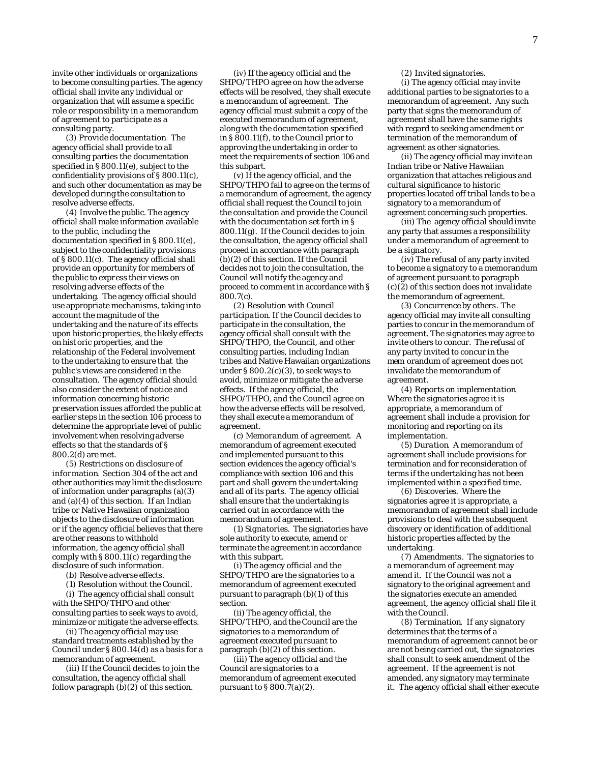invite other individuals or organizations to become consulting parties. The agency official shall invite any individual or organization that will assume a specific role or responsibility in a memorandum of agreement to participate as a consulting party.

(3) *Provide documentation*. The agency official shall provide to all consulting parties the documentation specified in § 800.11(e), subject to the confidentiality provisions of § 800.11(c), and such other documentation as may be developed during the consultation to resolve adverse effects.

(4) *Involve the public*. The agency official shall make information available to the public, including the documentation specified in § 800.11(e), subject to the confidentiality provisions of § 800.11(c). The agency official shall provide an opportunity for members of the public to express their views on resolving adverse effects of the undertaking. The agency official should use appropriate mechanisms, taking into account the magnitude of the undertaking and the nature of its effects upon historic properties, the likely effects on historic properties, and the relationship of the Federal involvement to the undertaking to ensure that the public's views are considered in the consultation. The agency official should also consider the extent of notice and information concerning historic preservation issues afforded the public at earlier steps in the section 106 process to determine the appropriate level of public involvement when resolving adverse effects so that the standards of § 800.2(d) are met.

(5) *Restrictions on disclosure of information*. Section 304 of the act and other authorities may limit the disclosure of information under paragraphs (a)(3) and (a)(4) of this section. If an Indian tribe or Native Hawaiian organization objects to the disclosure of information or if the agency official believes that there are other reasons to withhold information, the agency official shall comply with § 800.11(c) regarding the disclosure of such information.

(b) *Resolve adverse effects*.

(1) *Resolution without the Council*.

(i) The agency official shall consult with the SHPO/THPO and other consulting parties to seek ways to avoid, minimize or mitigate the adverse effects.

(ii) The agency official may use standard treatments established by the Council under § 800.14(d) as a basis for a memorandum of agreement.

(iii) If the Council decides to join the consultation, the agency official shall follow paragraph (b)(2) of this section.

(iv) If the agency official and the SHPO/THPO agree on how the adverse effects will be resolved, they shall execute a memorandum of agreement. The agency official must submit a copy of the executed memorandum of agreement, along with the documentation specified in § 800.11(f), to the Council prior to approving the undertaking in order to meet the requirements of section 106 and this subpart.

(v) If the agency official, and the SHPO/THPO fail to agree on the terms of a memorandum of agreement, the agency official shall request the Council to join the consultation and provide the Council with the documentation set forth in § 800.11(g). If the Council decides to join the consultation, the agency official shall proceed in accordance with paragraph (b)(2) of this section. If the Council decides not to join the consultation, the Council will notify the agency and proceed to comment in accordance with § 800.7(c).

(2) *Resolution with Council participation*. If the Council decides to participate in the consultation, the agency official shall consult with the SHPO/THPO, the Council, and other consulting parties, including Indian tribes and Native Hawaiian organizations under § 800.2(c)(3), to seek ways to avoid, minimize or mitigate the adverse effects. If the agency official, the SHPO/THPO, and the Council agree on how the adverse effects will be resolved, they shall execute a memorandum of agreement.

(c) *Memorandum of agreement*. A memorandum of agreement executed and implemented pursuant to this section evidences the agency official's compliance with section 106 and this part and shall govern the undertaking and all of its parts. The agency official shall ensure that the undertaking is carried out in accordance with the memorandum of agreement.

(1) *Signatories*. The signatories have sole authority to execute, amend or terminate the agreement in accordance with this subpart.

(i) The agency official and the SHPO/THPO are the signatories to a memorandum of agreement executed pursuant to paragraph (b)(1) of this section.

(ii) The agency official, the SHPO/THPO, and the Council are the signatories to a memorandum of agreement executed pursuant to paragraph (b)(2) of this section.

(iii) The agency official and the Council are signatories to a memorandum of agreement executed pursuant to § 800.7(a)(2).

(2) *Invited signatories*.

(i) The agency official may invite additional parties to be signatories to a memorandum of agreement. Any such party that signs the memorandum of agreement shall have the same rights with regard to seeking amendment or termination of the memorandum of agreement as other signatories.

(ii) The agency official may invite an Indian tribe or Native Hawaiian organization that attaches religious and cultural significance to historic properties located off tribal lands to be a signatory to a memorandum of agreement concerning such properties.

(iii) The agency official should invite any party that assumes a responsibility under a memorandum of agreement to be a signatory.

(iv) The refusal of any party invited to become a signatory to a memorandum of agreement pursuant to paragraph (c)(2) of this section does not invalidate the memorandum of agreement.

(3) *Concurrence by others*. The agency official may invite all consulting parties to concur in the memorandum of agreement. The signatories may agree to invite others to concur. The refusal of any party invited to concur in the memorandum of agreement does not invalidate the memorandum of agreement.

(4) *Reports on implementation*. Where the signatories agree it is appropriate, a memorandum of agreement shall include a provision for monitoring and reporting on its implementation.

(5) *Duration*. A memorandum of agreement shall include provisions for termination and for reconsideration of terms if the undertaking has not been implemented within a specified time.

(6) *Discoveries*. Where the signatories agree it is appropriate, a memorandum of agreement shall include provisions to deal with the subsequent discovery or identification of additional historic properties affected by the undertaking.

(7) *Amendments*. The signatories to a memorandum of agreement may amend it. If the Council was not a signatory to the original agreement and the signatories execute an amended agreement, the agency official shall file it with the Council.

(8) *Termination*. If any signatory determines that the terms of a memorandum of agreement cannot be or are not being carried out, the signatories shall consult to seek amendment of the agreement. If the agreement is not amended, any signatory may terminate it. The agency official shall either execute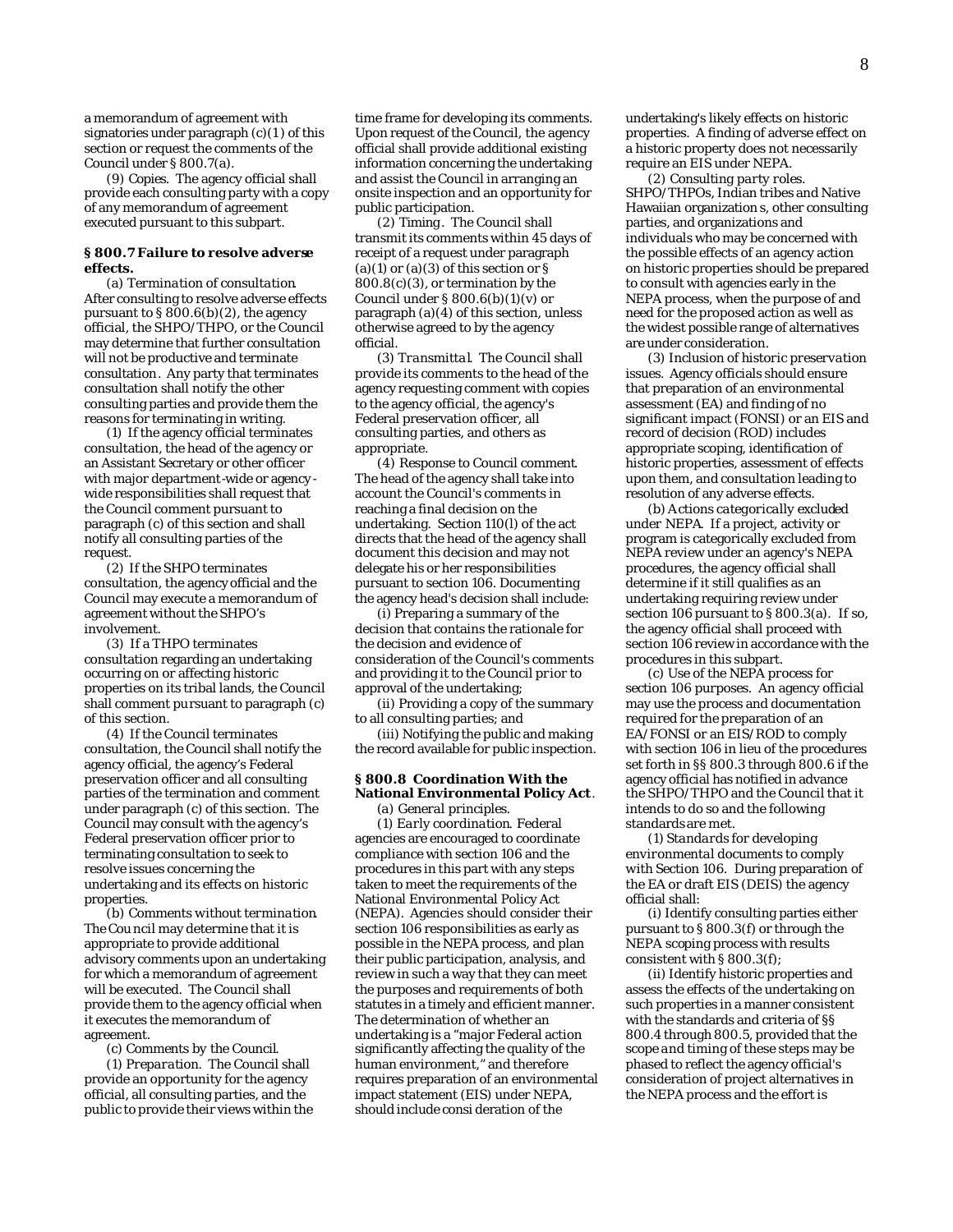a memorandum of agreement with signatories under paragraph (c)(1) of this section or request the comments of the Council under § 800.7(a).

(9) *Copies.* The agency official shall provide each consulting party with a copy of any memorandum of agreement executed pursuant to this subpart.

### § 800.7 Failure to resolve adverse effects.

(a) *Termination of consultation.* After consulting to resolve adverse effects pursuant to § 800.6(b)(2), the agency official, the SHPO/THPO, or the Council may determine that further consultation will not be productive and terminate consultation. Any party that terminates consultation shall notify the other consulting parties and provide them the reasons for terminating in writing.

(1) If the agency official terminates consultation, the head of the agency or an Assistant Secretary or other officer with major department-wide or agency-wide responsibilities shall request that the Council comment pursuant to paragraph (c) of this section and shall notify all consulting parties of the request.

(2) If the SHPO terminates consultation, the agency official and the Council may execute a memorandum of agreement without the SHPO's involvement.

(3) If a THPO terminates consultation regarding an undertaking occurring on or affecting historic properties on its tribal lands, the Council shall comment pursuant to paragraph (c) of this section.

(4) If the Council terminates consultation, the Council shall notify the agency official, the agency's Federal preservation officer and all consulting parties of the termination and comment under paragraph (c) of this section. The Council may consult with the agency's Federal preservation officer prior to terminating consultation to seek to resolve issues concerning the undertaking and its effects on historic properties.

(b) *Comments without termination.* The Council may determine that it is appropriate to provide additional advisory comments upon an undertaking for which a memorandum of agreement will be executed. The Council shall provide them to the agency official when it executes the memorandum of agreement.

(c) *Comments by the Council.*

(1) *Preparation.* The Council shall provide an opportunity for the agency official, all consulting parties, and the public to provide their views within the time frame for developing its comments. Upon request of the Council, the agency official shall provide additional existing information concerning the undertaking and assist the Council in arranging an onsite inspection and an opportunity for public participation.

(2) *Timing.* The Council shall transmit its comments within 45 days of receipt of a request under paragraph (a)(1) or (a)(3) of this section or § 800.8(c)(3), or termination by the Council under § 800.6(b)(1)(v) or paragraph (a)(4) of this section, unless otherwise agreed to by the agency official.

(3) *Transmittal.* The Council shall provide its comments to the head of the agency requesting comment with copies to the agency official, the agency's Federal preservation officer, all consulting parties, and others as appropriate.

(4) *Response to Council comment.* The head of the agency shall take into account the Council's comments in reaching a final decision on the undertaking. Section 110(l) of the act directs that the head of the agency shall document this decision and may not delegate his or her responsibilities pursuant to section 106. Documenting the agency head's decision shall include:

(i) Preparing a summary of the decision that contains the rationale for the decision and evidence of consideration of the Council's comments and providing it to the Council prior to approval of the undertaking;

(ii) Providing a copy of the summary to all consulting parties; and

(iii) Notifying the public and making the record available for public inspection.

### § 800.8 Coordination With the National Environmental Policy Act.

(a) *General principles.*

(1) *Early coordination.* Federal agencies are encouraged to coordinate compliance with section 106 and the procedures in this part with any steps taken to meet the requirements of the National Environmental Policy Act (NEPA). Agencies should consider their section 106 responsibilities as early as possible in the NEPA process, and plan their public participation, analysis, and review in such a way that they can meet the purposes and requirements of both statutes in a timely and efficient manner. The determination of whether an undertaking is a "major Federal action significantly affecting the quality of the human environment," and therefore requires preparation of an environmental impact statement (EIS) under NEPA, should include consideration of the undertaking's likely effects on historic properties. A finding of adverse effect on a historic property does not necessarily require an EIS under NEPA.

(2) *Consulting party roles.* SHPO/THPOs, Indian tribes and Native Hawaiian organizations, other consulting parties, and organizations and individuals who may be concerned with the possible effects of an agency action on historic properties should be prepared to consult with agencies early in the NEPA process, when the purpose of and need for the proposed action as well as the widest possible range of alternatives are under consideration.

(3) *Inclusion of historic preservation issues.* Agency officials should ensure that preparation of an environmental assessment (EA) and finding of no significant impact (FONSI) or an EIS and record of decision (ROD) includes appropriate scoping, identification of historic properties, assessment of effects upon them, and consultation leading to resolution of any adverse effects.

(b) *Actions categorically excluded under NEPA.* If a project, activity or program is categorically excluded from NEPA review under an agency's NEPA procedures, the agency official shall determine if it still qualifies as an undertaking requiring review under section 106 pursuant to § 800.3(a). If so, the agency official shall proceed with section 106 review in accordance with the procedures in this subpart.

(c) *Use of the NEPA process for section 106 purposes.* An agency official may use the process and documentation required for the preparation of an EA/FONSI or an EIS/ROD to comply with section 106 in lieu of the procedures set forth in §§ 800.3 through 800.6 if the agency official has notified in advance the SHPO/THPO and the Council that it intends to do so and the following standards are met.

(1) *Standards for developing environmental documents to comply with Section 106.* During preparation of the EA or draft EIS (DEIS) the agency official shall:

(i) Identify consulting parties either pursuant to § 800.3(f) or through the NEPA scoping process with results consistent with § 800.3(f);

(ii) Identify historic properties and assess the effects of the undertaking on such properties in a manner consistent with the standards and criteria of §§ 800.4 through 800.5, provided that the scope and timing of these steps may be phased to reflect the agency official's consideration of project alternatives in the NEPA process and the effort is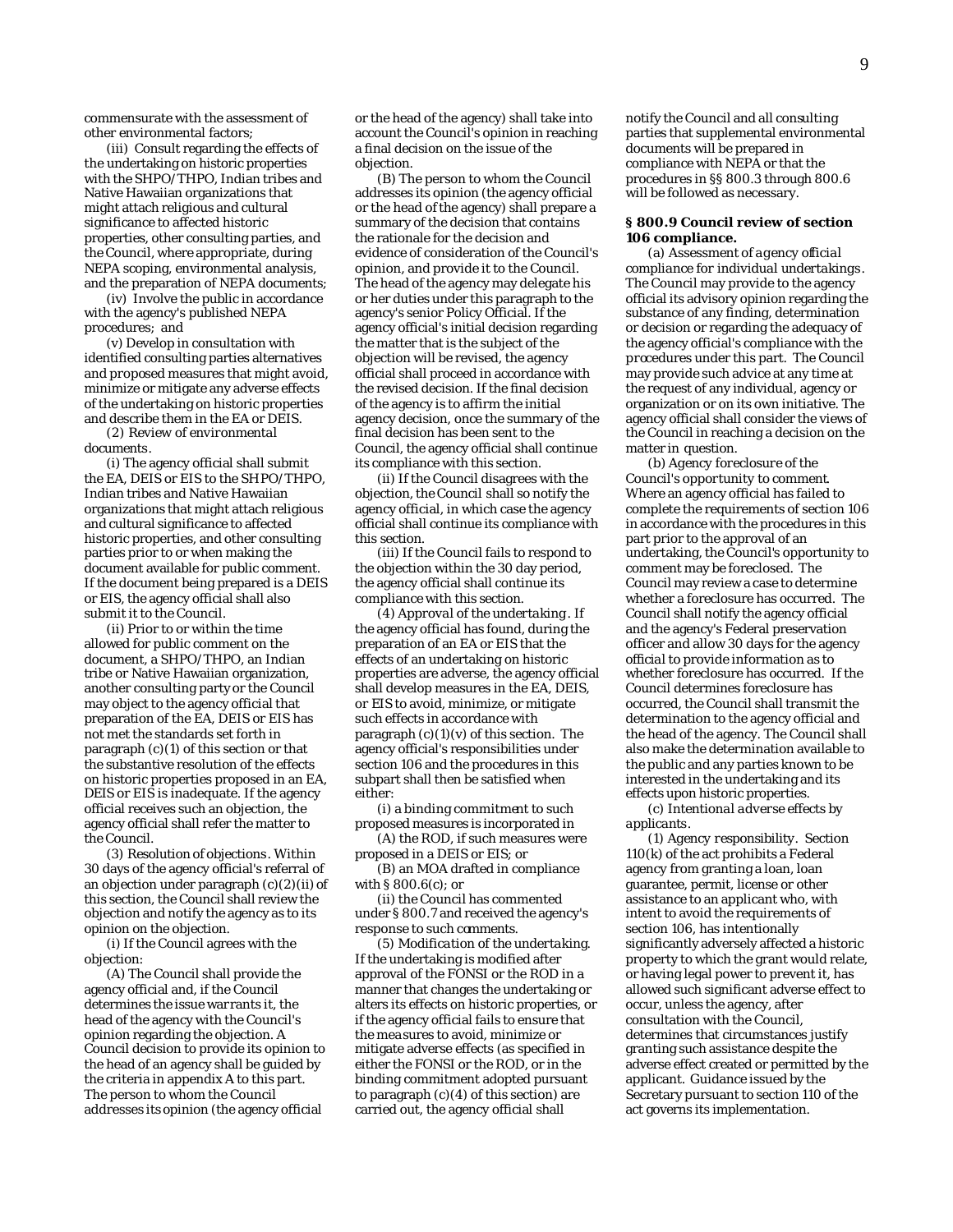commensurate with the assessment of other environmental factors;

(iii) Consult regarding the effects of the undertaking on historic properties with the SHPO/THPO, Indian tribes and Native Hawaiian organizations that might attach religious and cultural significance to affected historic properties, other consulting parties, and the Council, where appropriate, during NEPA scoping, environmental analysis, and the preparation of NEPA documents;

(iv) Involve the public in accordance with the agency's published NEPA procedures; and

(v) Develop in consultation with identified consulting parties alternatives and proposed measures that might avoid, minimize or mitigate any adverse effects of the undertaking on historic properties and describe them in the EA or DEIS.

(2) *Review of environmental documents.*

(i) The agency official shall submit the EA, DEIS or EIS to the SHPO/THPO, Indian tribes and Native Hawaiian organizations that might attach religious and cultural significance to affected historic properties, and other consulting parties prior to or when making the document available for public comment. If the document being prepared is a DEIS or EIS, the agency official shall also submit it to the Council.

(ii) Prior to or within the time allowed for public comment on the document, a SHPO/THPO, an Indian tribe or Native Hawaiian organization, another consulting party or the Council may object to the agency official that preparation of the EA, DEIS or EIS has not met the standards set forth in paragraph (c)(1) of this section or that the substantive resolution of the effects on historic properties proposed in an EA, DEIS or EIS is inadequate. If the agency official receives such an objection, the agency official shall refer the matter to the Council.

(3) *Resolution of objections.* Within 30 days of the agency official's referral of an objection under paragraph (c)(2)(ii) of this section, the Council shall review the objection and notify the agency as to its opinion on the objection.

(i) If the Council agrees with the objection:

(A) The Council shall provide the agency official and, if the Council determines the issue warrants it, the head of the agency with the Council's opinion regarding the objection. A Council decision to provide its opinion to the head of an agency shall be guided by the criteria in appendix A to this part. The person to whom the Council addresses its opinion (the agency official or the head of the agency) shall take into account the Council's opinion in reaching a final decision on the issue of the objection.

(B) The person to whom the Council addresses its opinion (the agency official or the head of the agency) shall prepare a summary of the decision that contains the rationale for the decision and evidence of consideration of the Council's opinion, and provide it to the Council. The head of the agency may delegate his or her duties under this paragraph to the agency's senior Policy Official. If the agency official's initial decision regarding the matter that is the subject of the objection will be revised, the agency official shall proceed in accordance with the revised decision. If the final decision of the agency is to affirm the initial agency decision, once the summary of the final decision has been sent to the Council, the agency official shall continue its compliance with this section.

(ii) If the Council disagrees with the objection, the Council shall so notify the agency official, in which case the agency official shall continue its compliance with this section.

(iii) If the Council fails to respond to the objection within the 30 day period, the agency official shall continue its compliance with this section.

(4) *Approval of the undertaking.* If the agency official has found, during the preparation of an EA or EIS that the effects of an undertaking on historic properties are adverse, the agency official shall develop measures in the EA, DEIS, or EIS to avoid, minimize, or mitigate such effects in accordance with paragraph (c)(1)(v) of this section. The agency official's responsibilities under section 106 and the procedures in this subpart shall then be satisfied when either:

(i) a binding commitment to such proposed measures is incorporated in

(A) the ROD, if such measures were proposed in a DEIS or EIS; or

(B) an MOA drafted in compliance with § 800.6(c); or

(ii) the Council has commented under § 800.7 and received the agency's response to such comments.

(5) *Modification of the undertaking.* If the undertaking is modified after approval of the FONSI or the ROD in a manner that changes the undertaking or alters its effects on historic properties, or if the agency official fails to ensure that the measures to avoid, minimize or mitigate adverse effects (as specified in either the FONSI or the ROD, or in the binding commitment adopted pursuant to paragraph (c)(4) of this section) are carried out, the agency official shall notify the Council and all consulting parties that supplemental environmental documents will be prepared in compliance with NEPA or that the procedures in §§ 800.3 through 800.6 will be followed as necessary.

### § 800.9 Council review of section 106 compliance.

(a) *Assessment of agency official compliance for individual undertakings.* The Council may provide to the agency official its advisory opinion regarding the substance of any finding, determination or decision or regarding the adequacy of the agency official's compliance with the procedures under this part. The Council may provide such advice at any time at the request of any individual, agency or organization or on its own initiative. The agency official shall consider the views of the Council in reaching a decision on the matter in question.

(b) *Agency foreclosure of the Council's opportunity to comment.* Where an agency official has failed to complete the requirements of section 106 in accordance with the procedures in this part prior to the approval of an undertaking, the Council's opportunity to comment may be foreclosed. The Council may review a case to determine whether a foreclosure has occurred. The Council shall notify the agency official and the agency's Federal preservation officer and allow 30 days for the agency official to provide information as to whether foreclosure has occurred. If the Council determines foreclosure has occurred, the Council shall transmit the determination to the agency official and the head of the agency. The Council shall also make the determination available to the public and any parties known to be interested in the undertaking and its effects upon historic properties.

(c) *Intentional adverse effects by applicants.*

(1) *Agency responsibility.* Section 110(k) of the act prohibits a Federal agency from granting a loan, loan guarantee, permit, license or other assistance to an applicant who, with intent to avoid the requirements of section 106, has intentionally significantly adversely affected a historic property to which the grant would relate, or having legal power to prevent it, has allowed such significant adverse effect to occur, unless the agency, after consultation with the Council, determines that circumstances justify granting such assistance despite the adverse effect created or permitted by the applicant. Guidance issued by the Secretary pursuant to section 110 of the act governs its implementation.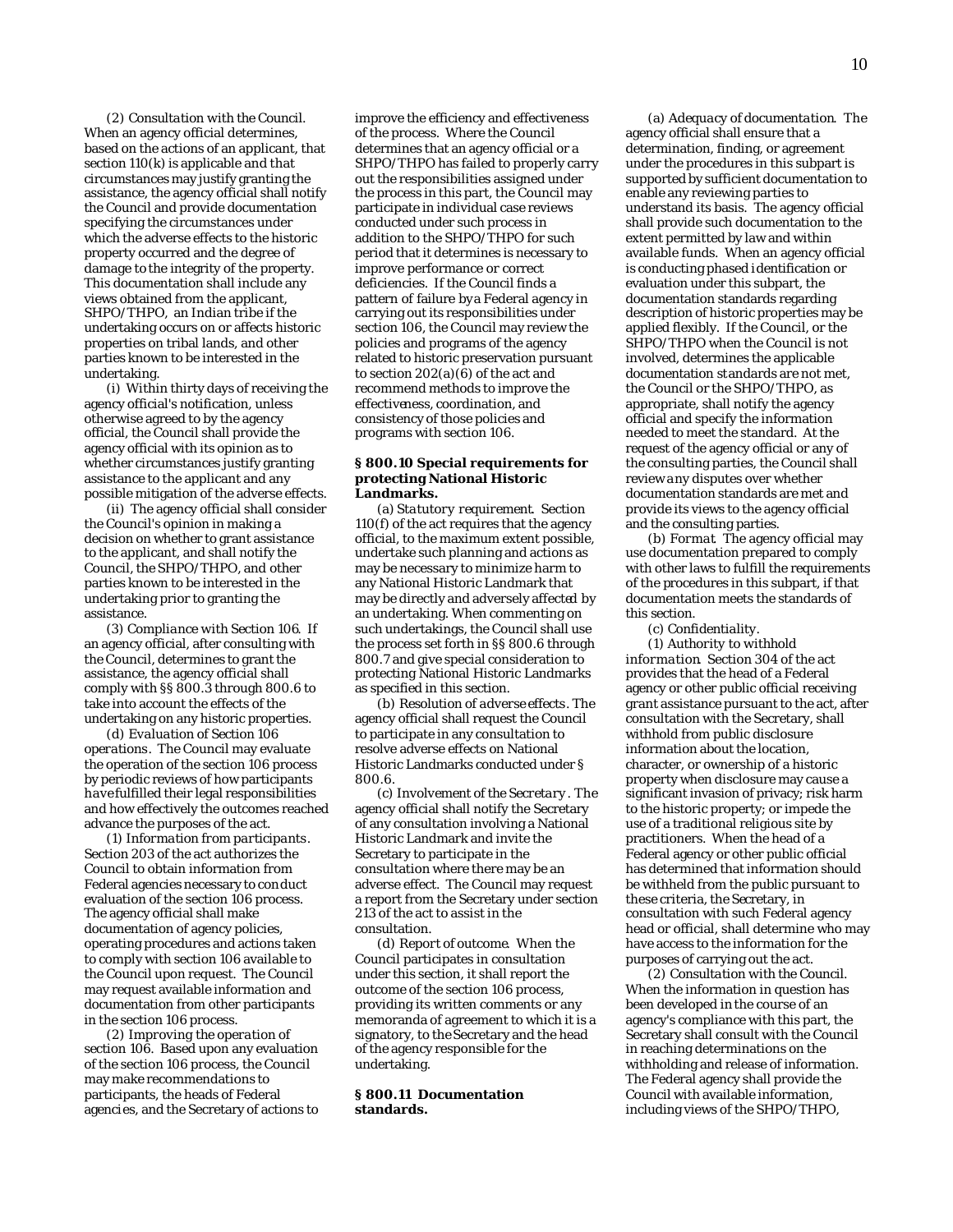(2) *Consultation with the Council.* When an agency official determines, based on the actions of an applicant, that section 110(k) is applicable and that circumstances may justify granting the assistance, the agency official shall notify the Council and provide documentation specifying the circumstances under which the adverse effects to the historic property occurred and the degree of damage to the integrity of the property. This documentation shall include any views obtained from the applicant, SHPO/THPO, an Indian tribe if the undertaking occurs on or affects historic properties on tribal lands, and other parties known to be interested in the undertaking.

(i) Within thirty days of receiving the agency official's notification, unless otherwise agreed to by the agency official, the Council shall provide the agency official with its opinion as to whether circumstances justify granting assistance to the applicant and any possible mitigation of the adverse effects.

(ii) The agency official shall consider the Council's opinion in making a decision on whether to grant assistance to the applicant, and shall notify the Council, the SHPO/THPO, and other parties known to be interested in the undertaking prior to granting the assistance.

(3) *Compliance with Section 106.* If an agency official, after consulting with the Council, determines to grant the assistance, the agency official shall comply with §§ 800.3 through 800.6 to take into account the effects of the undertaking on any historic properties.

(d) *Evaluation of Section 106 operations.* The Council may evaluate the operation of the section 106 process by periodic reviews of how participants have fulfilled their legal responsibilities and how effectively the outcomes reached advance the purposes of the act.

(1) *Information from participants.* Section 203 of the act authorizes the Council to obtain information from Federal agencies necessary to conduct evaluation of the section 106 process. The agency official shall make documentation of agency policies, operating procedures and actions taken to comply with section 106 available to the Council upon request. The Council may request available information and documentation from other participants in the section 106 process.

(2) *Improving the operation of section 106.* Based upon any evaluation of the section 106 process, the Council may make recommendations to participants, the heads of Federal agencies, and the Secretary of actions to improve the efficiency and effectiveness of the process. Where the Council determines that an agency official or a SHPO/THPO has failed to properly carry out the responsibilities assigned under the process in this part, the Council may participate in individual case reviews conducted under such process in addition to the SHPO/THPO for such period that it determines is necessary to improve performance or correct deficiencies. If the Council finds a pattern of failure by a Federal agency in carrying out its responsibilities under section 106, the Council may review the policies and programs of the agency related to historic preservation pursuant to section 202(a)(6) of the act and recommend methods to improve the effectiveness, coordination, and consistency of those policies and programs with section 106.

**§ 800.10 Special requirements for protecting National Historic Landmarks.**

(a) *Statutory requirement.* Section 110(f) of the act requires that the agency official, to the maximum extent possible, undertake such planning and actions as may be necessary to minimize harm to any National Historic Landmark that may be directly and adversely affected by an undertaking. When commenting on such undertakings, the Council shall use the process set forth in §§ 800.6 through 800.7 and give special consideration to protecting National Historic Landmarks as specified in this section.

(b) *Resolution of adverse effects.* The agency official shall request the Council to participate in any consultation to resolve adverse effects on National Historic Landmarks conducted under § 800.6.

(c) *Involvement of the Secretary.* The agency official shall notify the Secretary of any consultation involving a National Historic Landmark and invite the Secretary to participate in the consultation where there may be an adverse effect. The Council may request a report from the Secretary under section 213 of the act to assist in the consultation.

(d) *Report of outcome.* When the Council participates in consultation under this section, it shall report the outcome of the section 106 process, providing its written comments or any memoranda of agreement to which it is a signatory, to the Secretary and the head of the agency responsible for the undertaking.

**§ 800.11 Documentation standards.**

(a) *Adequacy of documentation.* The agency official shall ensure that a determination, finding, or agreement under the procedures in this subpart is supported by sufficient documentation to enable any reviewing parties to understand its basis. The agency official shall provide such documentation to the extent permitted by law and within available funds. When an agency official is conducting phased identification or evaluation under this subpart, the documentation standards regarding description of historic properties may be applied flexibly. If the Council, or the SHPO/THPO when the Council is not involved, determines the applicable documentation standards are not met, the Council or the SHPO/THPO, as appropriate, shall notify the agency official and specify the information needed to meet the standard. At the request of the agency official or any of the consulting parties, the Council shall review any disputes over whether documentation standards are met and provide its views to the agency official and the consulting parties.

(b) *Format.* The agency official may use documentation prepared to comply with other laws to fulfill the requirements of the procedures in this subpart, if that documentation meets the standards of this section.

(c) *Confidentiality.*

(1) *Authority to withhold information.* Section 304 of the act provides that the head of a Federal agency or other public official receiving grant assistance pursuant to the act, after consultation with the Secretary, shall withhold from public disclosure information about the location, character, or ownership of a historic property when disclosure may cause a significant invasion of privacy; risk harm to the historic property; or impede the use of a traditional religious site by practitioners. When the head of a Federal agency or other public official has determined that information should be withheld from the public pursuant to these criteria, the Secretary, in consultation with such Federal agency head or official, shall determine who may have access to the information for the purposes of carrying out the act.

(2) *Consultation with the Council.* When the information in question has been developed in the course of an agency's compliance with this part, the Secretary shall consult with the Council in reaching determinations on the withholding and release of information. The Federal agency shall provide the Council with available information, including views of the SHPO/THPO,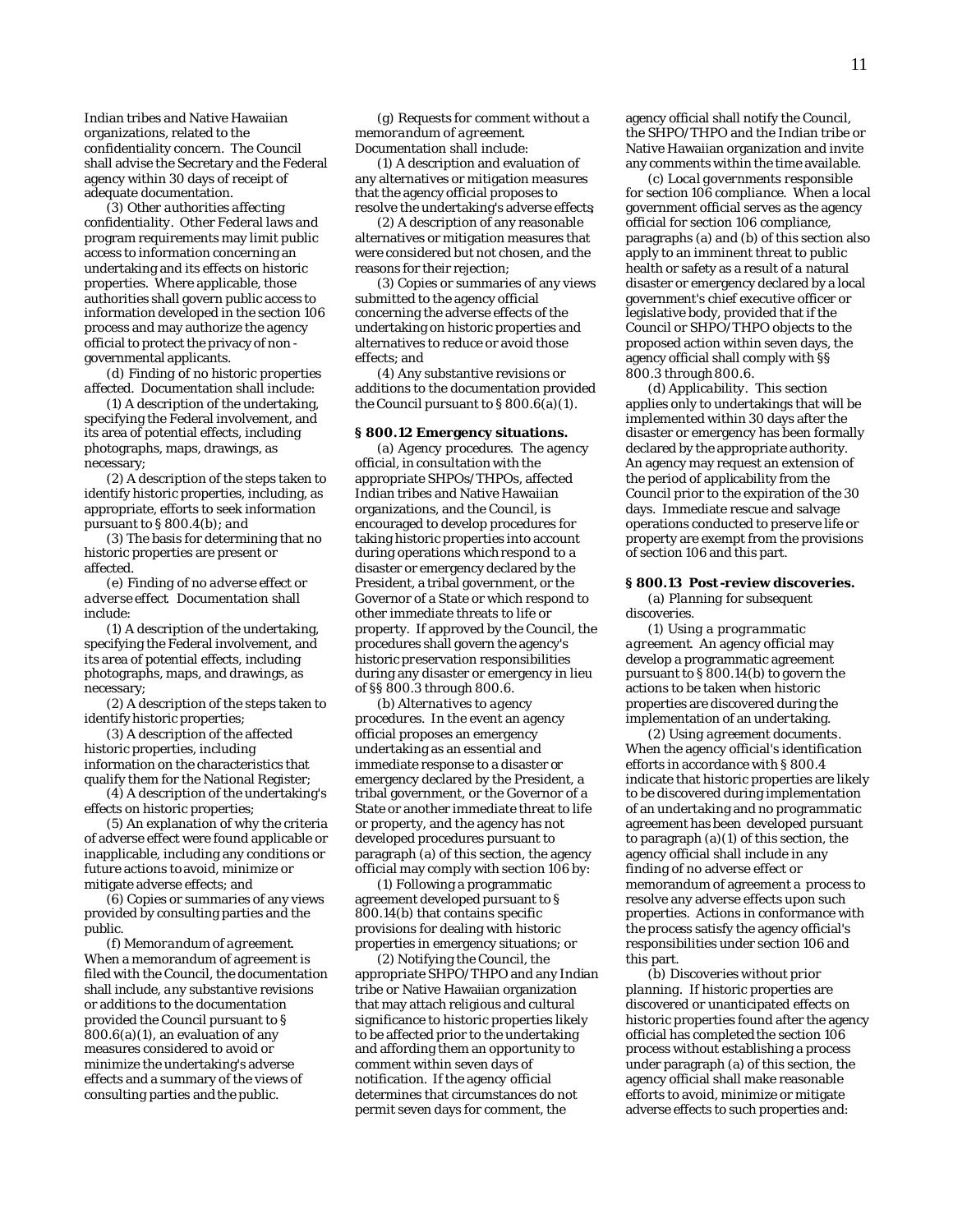Indian tribes and Native Hawaiian organizations, related to the confidentiality concern. The Council shall advise the Secretary and the Federal agency within 30 days of receipt of adequate documentation.

(3) *Other authorities affecting confidentiality.* Other Federal laws and program requirements may limit public access to information concerning an undertaking and its effects on historic properties. Where applicable, those authorities shall govern public access to information developed in the section 106 process and may authorize the agency official to protect the privacy of non-governmental applicants.

(d) *Finding of no historic properties affected.* Documentation shall include:

(1) A description of the undertaking, specifying the Federal involvement, and its area of potential effects, including photographs, maps, drawings, as necessary;

(2) A description of the steps taken to identify historic properties, including, as appropriate, efforts to seek information pursuant to § 800.4(b); and

(3) The basis for determining that no historic properties are present or affected.

(e) *Finding of no adverse effect or adverse effect.* Documentation shall include:

(1) A description of the undertaking, specifying the Federal involvement, and its area of potential effects, including photographs, maps, and drawings, as necessary;

(2) A description of the steps taken to identify historic properties;

(3) A description of the affected historic properties, including information on the characteristics that qualify them for the National Register;

(4) A description of the undertaking's effects on historic properties;

(5) An explanation of why the criteria of adverse effect were found applicable or inapplicable, including any conditions or future actions to avoid, minimize or mitigate adverse effects; and

(6) Copies or summaries of any views provided by consulting parties and the public.

(f) *Memorandum of agreement.* When a memorandum of agreement is filed with the Council, the documentation shall include, any substantive revisions or additions to the documentation provided the Council pursuant to § 800.6(a)(1), an evaluation of any measures considered to avoid or minimize the undertaking's adverse effects and a summary of the views of consulting parties and the public.

(g) *Requests for comment without a memorandum of agreement.* Documentation shall include:

(1) A description and evaluation of any alternatives or mitigation measures that the agency official proposes to resolve the undertaking's adverse effects;

(2) A description of any reasonable alternatives or mitigation measures that were considered but not chosen, and the reasons for their rejection;

(3) Copies or summaries of any views submitted to the agency official concerning the adverse effects of the undertaking on historic properties and alternatives to reduce or avoid those effects; and

(4) Any substantive revisions or additions to the documentation provided the Council pursuant to § 800.6(a)(1).

**§ 800.12 Emergency situations.**

(a) *Agency procedures.* The agency official, in consultation with the appropriate SHPOs/THPOs, affected Indian tribes and Native Hawaiian organizations, and the Council, is encouraged to develop procedures for taking historic properties into account during operations which respond to a disaster or emergency declared by the President, a tribal government, or the Governor of a State or which respond to other immediate threats to life or property. If approved by the Council, the procedures shall govern the agency's historic preservation responsibilities during any disaster or emergency in lieu of §§ 800.3 through 800.6.

(b) *Alternatives to agency procedures.* In the event an agency official proposes an emergency undertaking as an essential and immediate response to a disaster or emergency declared by the President, a tribal government, or the Governor of a State or another immediate threat to life or property, and the agency has not developed procedures pursuant to paragraph (a) of this section, the agency official may comply with section 106 by:

(1) Following a programmatic agreement developed pursuant to § 800.14(b) that contains specific provisions for dealing with historic properties in emergency situations; or

(2) Notifying the Council, the appropriate SHPO/THPO and any Indian tribe or Native Hawaiian organization that may attach religious and cultural significance to historic properties likely to be affected prior to the undertaking and affording them an opportunity to comment within seven days of notification. If the agency official determines that circumstances do not permit seven days for comment, the agency official shall notify the Council, the SHPO/THPO and the Indian tribe or Native Hawaiian organization and invite any comments within the time available.

(c) *Local governments responsible for section 106 compliance.* When a local government official serves as the agency official for section 106 compliance, paragraphs (a) and (b) of this section also apply to an imminent threat to public health or safety as a result of a natural disaster or emergency declared by a local government's chief executive officer or legislative body, provided that if the Council or SHPO/THPO objects to the proposed action within seven days, the agency official shall comply with §§ 800.3 through 800.6.

(d) *Applicability.* This section applies only to undertakings that will be implemented within 30 days after the disaster or emergency has been formally declared by the appropriate authority. An agency may request an extension of the period of applicability from the Council prior to the expiration of the 30 days. Immediate rescue and salvage operations conducted to preserve life or property are exempt from the provisions of section 106 and this part.

**§ 800.13 Post-review discoveries.**

(a) *Planning for subsequent discoveries.*

(1) *Using a programmatic agreement.* An agency official may develop a programmatic agreement pursuant to § 800.14(b) to govern the actions to be taken when historic properties are discovered during the implementation of an undertaking.

(2) *Using agreement documents.* When the agency official's identification efforts in accordance with § 800.4 indicate that historic properties are likely to be discovered during implementation of an undertaking and no programmatic agreement has been developed pursuant to paragraph (a)(1) of this section, the agency official shall include in any finding of no adverse effect or memorandum of agreement a process to resolve any adverse effects upon such properties. Actions in conformance with the process satisfy the agency official's responsibilities under section 106 and this part.

(b) *Discoveries without prior planning.* If historic properties are discovered or unanticipated effects on historic properties found after the agency official has completed the section 106 process without establishing a process under paragraph (a) of this section, the agency official shall make reasonable efforts to avoid, minimize or mitigate adverse effects to such properties and: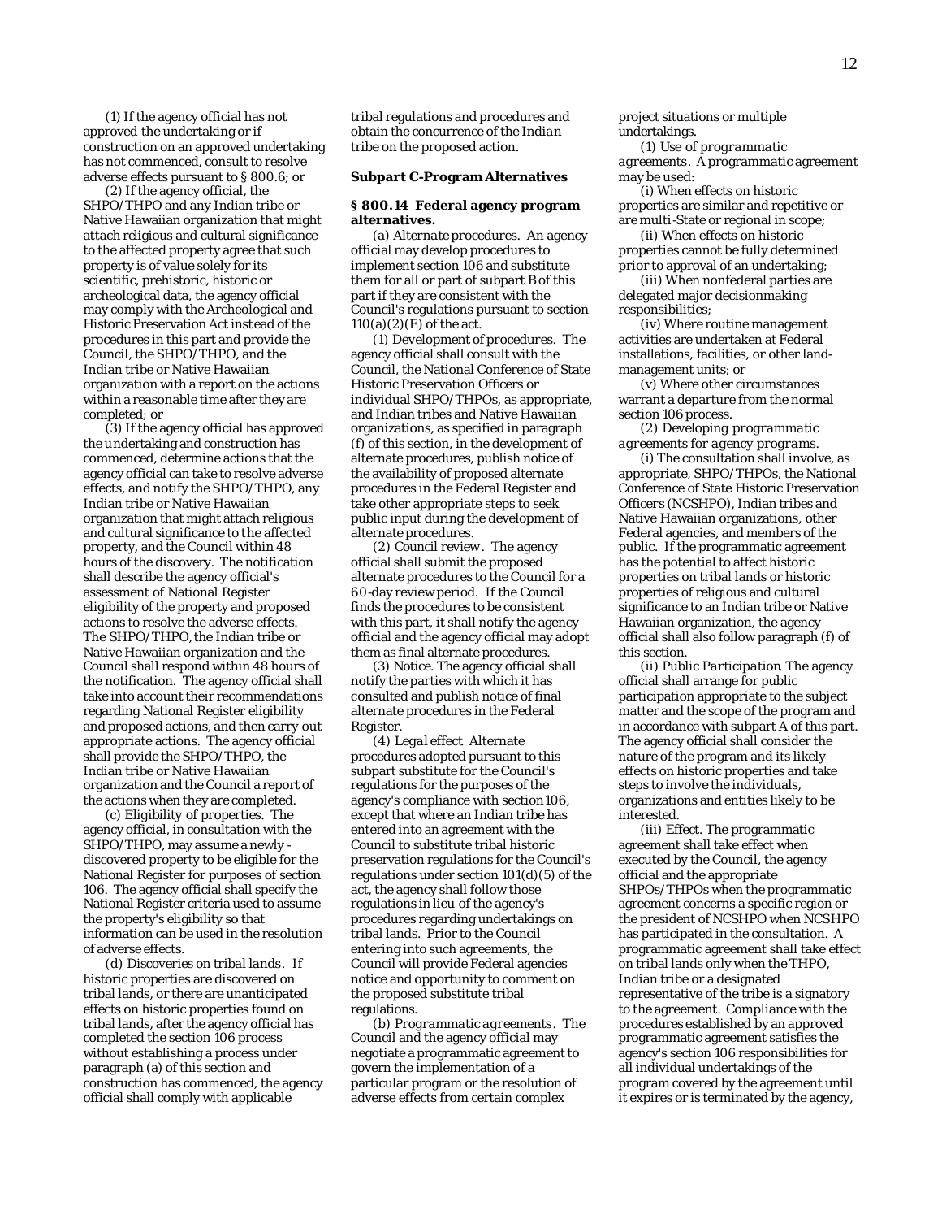(1) If the agency official has not approved the undertaking or if construction on an approved undertaking has not commenced, consult to resolve adverse effects pursuant to § 800.6; or

(2) If the agency official, the SHPO/THPO and any Indian tribe or Native Hawaiian organization that might attach religious and cultural significance to the affected property agree that such property is of value solely for its scientific, prehistoric, historic or archeological data, the agency official may comply with the Archeological and Historic Preservation Act instead of the procedures in this part and provide the Council, the SHPO/THPO, and the Indian tribe or Native Hawaiian organization with a report on the actions within a reasonable time after they are completed; or

(3) If the agency official has approved the undertaking and construction has commenced, determine actions that the agency official can take to resolve adverse effects, and notify the SHPO/THPO, any Indian tribe or Native Hawaiian organization that might attach religious and cultural significance to the affected property, and the Council within 48 hours of the discovery. The notification shall describe the agency official's assessment of National Register eligibility of the property and proposed actions to resolve the adverse effects. The SHPO/THPO, the Indian tribe or Native Hawaiian organization and the Council shall respond within 48 hours of the notification. The agency official shall take into account their recommendations regarding National Register eligibility and proposed actions, and then carry out appropriate actions. The agency official shall provide the SHPO/THPO, the Indian tribe or Native Hawaiian organization and the Council a report of the actions when they are completed.

(c) *Eligibility of properties*. The agency official, in consultation with the SHPO/THPO, may assume a newly - discovered property to be eligible for the National Register for purposes of section 106. The agency official shall specify the National Register criteria used to assume the property's eligibility so that information can be used in the resolution of adverse effects.

(d) *Discoveries on tribal lands*. If historic properties are discovered on tribal lands, or there are unanticipated effects on historic properties found on tribal lands, after the agency official has completed the section 106 process without establishing a process under paragraph (a) of this section and construction has commenced, the agency official shall comply with applicable tribal regulations and procedures and obtain the concurrence of the Indian tribe on the proposed action.

## Subpart C-Program Alternatives

### § 800.14 Federal agency program alternatives.

(a) *Alternate procedures*. An agency official may develop procedures to implement section 106 and substitute them for all or part of subpart B of this part if they are consistent with the Council's regulations pursuant to section 110(a)(2)(E) of the act.

(1) *Development of procedures*. The agency official shall consult with the Council, the National Conference of State Historic Preservation Officers or individual SHPO/THPOs, as appropriate, and Indian tribes and Native Hawaiian organizations, as specified in paragraph (f) of this section, in the development of alternate procedures, publish notice of the availability of proposed alternate procedures in the Federal Register and take other appropriate steps to seek public input during the development of alternate procedures.

(2) *Council review*. The agency official shall submit the proposed alternate procedures to the Council for a 60-day review period. If the Council finds the procedures to be consistent with this part, it shall notify the agency official and the agency official may adopt them as final alternate procedures.

(3) *Notice*. The agency official shall notify the parties with which it has consulted and publish notice of final alternate procedures in the Federal Register.

(4) *Legal effect*. Alternate procedures adopted pursuant to this subpart substitute for the Council's regulations for the purposes of the agency's compliance with section 106, except that where an Indian tribe has entered into an agreement with the Council to substitute tribal historic preservation regulations for the Council's regulations under section 101(d)(5) of the act, the agency shall follow those regulations in lieu of the agency's procedures regarding undertakings on tribal lands. Prior to the Council entering into such agreements, the Council will provide Federal agencies notice and opportunity to comment on the proposed substitute tribal regulations.

(b) *Programmatic agreements*. The Council and the agency official may negotiate a programmatic agreement to govern the implementation of a particular program or the resolution of adverse effects from certain complex project situations or multiple undertakings.

(1) *Use of programmatic agreements*. A programmatic agreement may be used:

(i) When effects on historic properties are similar and repetitive or are multi-State or regional in scope;

(ii) When effects on historic properties cannot be fully determined prior to approval of an undertaking;

(iii) When nonfederal parties are delegated major decisionmaking responsibilities;

(iv) Where routine management activities are undertaken at Federal installations, facilities, or other land-management units; or

(v) Where other circumstances warrant a departure from the normal section 106 process.

(2) *Developing programmatic agreements for agency programs*.

(i) The consultation shall involve, as appropriate, SHPO/THPOs, the National Conference of State Historic Preservation Officers (NCSHPO), Indian tribes and Native Hawaiian organizations, other Federal agencies, and members of the public. If the programmatic agreement has the potential to affect historic properties on tribal lands or historic properties of religious and cultural significance to an Indian tribe or Native Hawaiian organization, the agency official shall also follow paragraph (f) of this section.

(ii) *Public Participation*. The agency official shall arrange for public participation appropriate to the subject matter and the scope of the program and in accordance with subpart A of this part. The agency official shall consider the nature of the program and its likely effects on historic properties and take steps to involve the individuals, organizations and entities likely to be interested.

(iii) *Effect*. The programmatic agreement shall take effect when executed by the Council, the agency official and the appropriate SHPOs/THPOs when the programmatic agreement concerns a specific region or the president of NCSHPO when NCSHPO has participated in the consultation. A programmatic agreement shall take effect on tribal lands only when the THPO, Indian tribe or a designated representative of the tribe is a signatory to the agreement. Compliance with the procedures established by an approved programmatic agreement satisfies the agency's section 106 responsibilities for all individual undertakings of the program covered by the agreement until it expires or is terminated by the agency,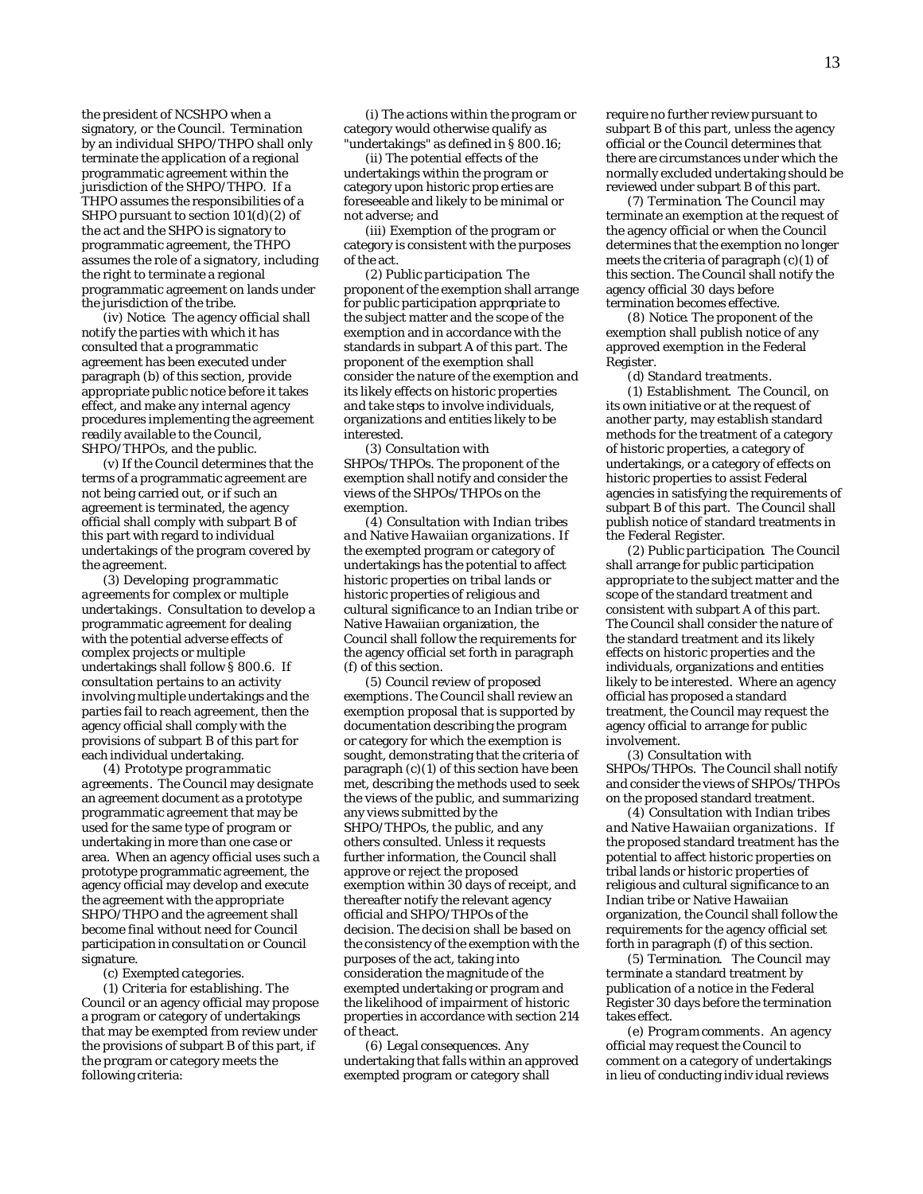the president of NCSHPO when a signatory, or the Council. Termination by an individual SHPO/THPO shall only terminate the application of a regional programmatic agreement within the jurisdiction of the SHPO/THPO. If a THPO assumes the responsibilities of a SHPO pursuant to section 101(d)(2) of the act and the SHPO is signatory to programmatic agreement, the THPO assumes the role of a signatory, including the right to terminate a regional programmatic agreement on lands under the jurisdiction of the tribe.

(iv) *Notice.* The agency official shall notify the parties with which it has consulted that a programmatic agreement has been executed under paragraph (b) of this section, provide appropriate public notice before it takes effect, and make any internal agency procedures implementing the agreement readily available to the Council, SHPO/THPOs, and the public.

(v) If the Council determines that the terms of a programmatic agreement are not being carried out, or if such an agreement is terminated, the agency official shall comply with subpart B of this part with regard to individual undertakings of the program covered by the agreement.

(3) *Developing programmatic agreements for complex or multiple undertakings.* Consultation to develop a programmatic agreement for dealing with the potential adverse effects of complex projects or multiple undertakings shall follow § 800.6. If consultation pertains to an activity involving multiple undertakings and the parties fail to reach agreement, then the agency official shall comply with the provisions of subpart B of this part for each individual undertaking.

(4) *Prototype programmatic agreements.* The Council may designate an agreement document as a prototype programmatic agreement that may be used for the same type of program or undertaking in more than one case or area. When an agency official uses such a prototype programmatic agreement, the agency official may develop and execute the agreement with the appropriate SHPO/THPO and the agreement shall become final without need for Council participation in consultation or Council signature.

(c) *Exempted categories.*

(1) *Criteria for establishing.* The Council or an agency official may propose a program or category of undertakings that may be exempted from review under the provisions of subpart B of this part, if the program or category meets the following criteria:

(i) The actions within the program or category would otherwise qualify as "undertakings" as defined in § 800.16;

(ii) The potential effects of the undertakings within the program or category upon historic properties are foreseeable and likely to be minimal or not adverse; and

(iii) Exemption of the program or category is consistent with the purposes of the act.

(2) *Public participation.* The proponent of the exemption shall arrange for public participation appropriate to the subject matter and the scope of the exemption and in accordance with the standards in subpart A of this part. The proponent of the exemption shall consider the nature of the exemption and its likely effects on historic properties and take steps to involve individuals, organizations and entities likely to be interested.

(3) *Consultation with SHPOs/THPOs.* The proponent of the exemption shall notify and consider the views of the SHPOs/THPOs on the exemption.

(4) *Consultation with Indian tribes and Native Hawaiian organizations.* If the exempted program or category of undertakings has the potential to affect historic properties on tribal lands or historic properties of religious and cultural significance to an Indian tribe or Native Hawaiian organization, the Council shall follow the requirements for the agency official set forth in paragraph (f) of this section.

(5) *Council review of proposed exemptions.* The Council shall review an exemption proposal that is supported by documentation describing the program or category for which the exemption is sought, demonstrating that the criteria of paragraph (c)(1) of this section have been met, describing the methods used to seek the views of the public, and summarizing any views submitted by the SHPO/THPOs, the public, and any others consulted. Unless it requests further information, the Council shall approve or reject the proposed exemption within 30 days of receipt, and thereafter notify the relevant agency official and SHPO/THPOs of the decision. The decision shall be based on the consistency of the exemption with the purposes of the act, taking into consideration the magnitude of the exempted undertaking or program and the likelihood of impairment of historic properties in accordance with section 214 of the act.

(6) *Legal consequences.* Any undertaking that falls within an approved exempted program or category shall require no further review pursuant to subpart B of this part, unless the agency official or the Council determines that there are circumstances under which the normally excluded undertaking should be reviewed under subpart B of this part.

(7) *Termination.* The Council may terminate an exemption at the request of the agency official or when the Council determines that the exemption no longer meets the criteria of paragraph (c)(1) of this section. The Council shall notify the agency official 30 days before termination becomes effective.

(8) *Notice.* The proponent of the exemption shall publish notice of any approved exemption in the Federal Register.

(d) *Standard treatments.*

(1) *Establishment.* The Council, on its own initiative or at the request of another party, may establish standard methods for the treatment of a category of historic properties, a category of undertakings, or a category of effects on historic properties to assist Federal agencies in satisfying the requirements of subpart B of this part. The Council shall publish notice of standard treatments in the Federal Register.

(2) *Public participation.* The Council shall arrange for public participation appropriate to the subject matter and the scope of the standard treatment and consistent with subpart A of this part. The Council shall consider the nature of the standard treatment and its likely effects on historic properties and the individuals, organizations and entities likely to be interested. Where an agency official has proposed a standard treatment, the Council may request the agency official to arrange for public involvement.

(3) *Consultation with SHPOs/THPOs.* The Council shall notify and consider the views of SHPOs/THPOs on the proposed standard treatment.

(4) *Consultation with Indian tribes and Native Hawaiian organizations.* If the proposed standard treatment has the potential to affect historic properties on tribal lands or historic properties of religious and cultural significance to an Indian tribe or Native Hawaiian organization, the Council shall follow the requirements for the agency official set forth in paragraph (f) of this section.

(5) *Termination.* The Council may terminate a standard treatment by publication of a notice in the Federal Register 30 days before the termination takes effect.

(e) *Program comments.* An agency official may request the Council to comment on a category of undertakings in lieu of conducting individual reviews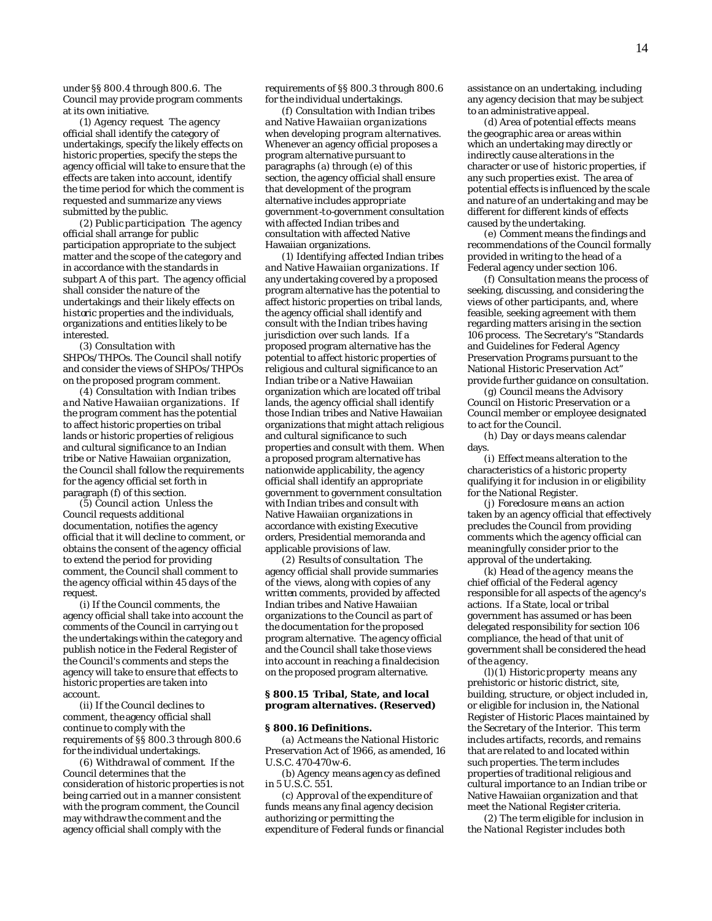under §§ 800.4 through 800.6. The Council may provide program comments at its own initiative.

(1) *Agency request.* The agency official shall identify the category of undertakings, specify the likely effects on historic properties, specify the steps the agency official will take to ensure that the effects are taken into account, identify the time period for which the comment is requested and summarize any views submitted by the public.

(2) *Public participation.* The agency official shall arrange for public participation appropriate to the subject matter and the scope of the category and in accordance with the standards in subpart A of this part. The agency official shall consider the nature of the undertakings and their likely effects on historic properties and the individuals, organizations and entities likely to be interested.

(3) *Consultation with SHPOs/THPOs.* The Council shall notify and consider the views of SHPOs/THPOs on the proposed program comment.

(4) *Consultation with Indian tribes and Native Hawaiian organizations.* If the program comment has the potential to affect historic properties on tribal lands or historic properties of religious and cultural significance to an Indian tribe or Native Hawaiian organization, the Council shall follow the requirements for the agency official set forth in paragraph (f) of this section.

(5) *Council action.* Unless the Council requests additional documentation, notifies the agency official that it will decline to comment, or obtains the consent of the agency official to extend the period for providing comment, the Council shall comment to the agency official within 45 days of the request.

(i) If the Council comments, the agency official shall take into account the comments of the Council in carrying out the undertakings within the category and publish notice in the Federal Register of the Council's comments and steps the agency will take to ensure that effects to historic properties are taken into account.

(ii) If the Council declines to comment, the agency official shall continue to comply with the requirements of §§ 800.3 through 800.6 for the individual undertakings.

(6) *Withdrawal of comment.* If the Council determines that the consideration of historic properties is not being carried out in a manner consistent with the program comment, the Council may withdraw the comment and the agency official shall comply with the requirements of §§ 800.3 through 800.6 for the individual undertakings.

(f) *Consultation with Indian tribes and Native Hawaiian organizations when developing program alternatives.* Whenever an agency official proposes a program alternative pursuant to paragraphs (a) through (e) of this section, the agency official shall ensure that development of the program alternative includes appropriate government-to-government consultation with affected Indian tribes and consultation with affected Native Hawaiian organizations.

(1) *Identifying affected Indian tribes and Native Hawaiian organizations.* If any undertaking covered by a proposed program alternative has the potential to affect historic properties on tribal lands, the agency official shall identify and consult with the Indian tribes having jurisdiction over such lands. If a proposed program alternative has the potential to affect historic properties of religious and cultural significance to an Indian tribe or a Native Hawaiian organization which are located off tribal lands, the agency official shall identify those Indian tribes and Native Hawaiian organizations that might attach religious and cultural significance to such properties and consult with them. When a proposed program alternative has nationwide applicability, the agency official shall identify an appropriate government to government consultation with Indian tribes and consult with Native Hawaiian organizations in accordance with existing Executive orders, Presidential memoranda and applicable provisions of law.

(2) *Results of consultation.* The agency official shall provide summaries of the views, along with copies of any written comments, provided by affected Indian tribes and Native Hawaiian organizations to the Council as part of the documentation for the proposed program alternative. The agency official and the Council shall take those views into account in reaching a final decision on the proposed program alternative.

### § 800.15 Tribal, State, and local program alternatives. (Reserved)

### § 800.16 Definitions.

(a) *Act* means the National Historic Preservation Act of 1966, as amended, 16 U.S.C. 470-470w-6.

(b) *Agency* means agency as defined in 5 U.S.C. 551.

(c) *Approval of the expenditure of funds* means any final agency decision authorizing or permitting the expenditure of Federal funds or financial assistance on an undertaking, including any agency decision that may be subject to an administrative appeal.

(d) *Area of potential effects* means the geographic area or areas within which an undertaking may directly or indirectly cause alterations in the character or use of historic properties, if any such properties exist. The area of potential effects is influenced by the scale and nature of an undertaking and may be different for different kinds of effects caused by the undertaking.

(e) *Comment* means the findings and recommendations of the Council formally provided in writing to the head of a Federal agency under section 106.

(f) *Consultation* means the process of seeking, discussing, and considering the views of other participants, and, where feasible, seeking agreement with them regarding matters arising in the section 106 process. The Secretary's "Standards and Guidelines for Federal Agency Preservation Programs pursuant to the National Historic Preservation Act" provide further guidance on consultation.

(g) *Council* means the Advisory Council on Historic Preservation or a Council member or employee designated to act for the Council.

(h) *Day* or *days* means calendar days.

(i) *Effect* means alteration to the characteristics of a historic property qualifying it for inclusion in or eligibility for the National Register.

(j) *Foreclosure* means an action taken by an agency official that effectively precludes the Council from providing comments which the agency official can meaningfully consider prior to the approval of the undertaking.

(k) *Head of the agency* means the chief official of the Federal agency responsible for all aspects of the agency's actions. If a State, local or tribal government has assumed or has been delegated responsibility for section 106 compliance, the head of that unit of government shall be considered the head of the agency.

(l)(1) *Historic property* means any prehistoric or historic district, site, building, structure, or object included in, or eligible for inclusion in, the National Register of Historic Places maintained by the Secretary of the Interior. This term includes artifacts, records, and remains that are related to and located within such properties. The term includes properties of traditional religious and cultural importance to an Indian tribe or Native Hawaiian organization and that meet the National Register criteria.

(2) The term *eligible for inclusion in the National Register* includes both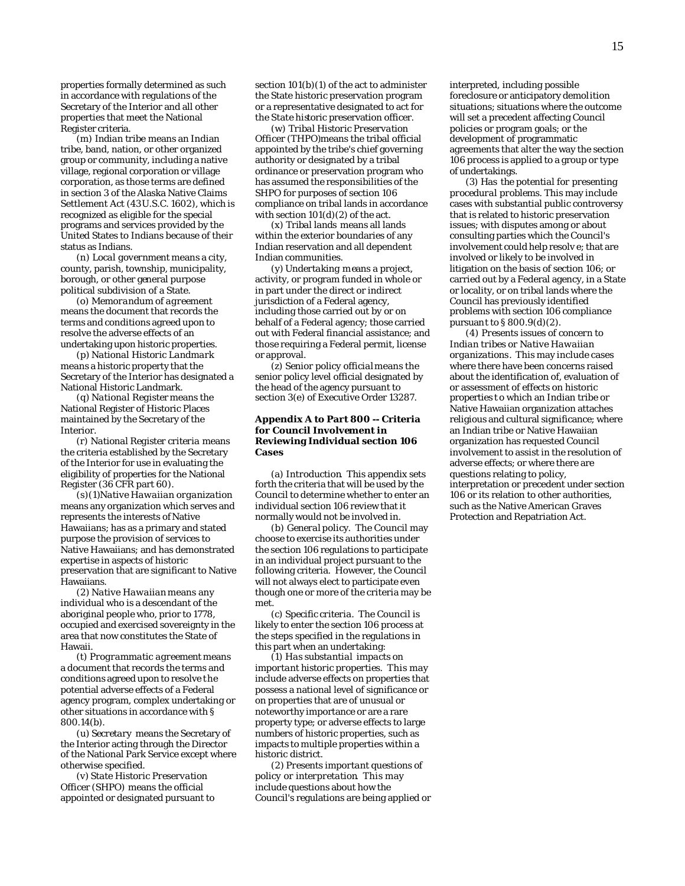properties formally determined as such in accordance with regulations of the Secretary of the Interior and all other properties that meet the National Register criteria.

(m) *Indian tribe* means an Indian tribe, band, nation, or other organized group or community, including a native village, regional corporation or village corporation, as those terms are defined in section 3 of the Alaska Native Claims Settlement Act (43 U.S.C. 1602), which is recognized as eligible for the special programs and services provided by the United States to Indians because of their status as Indians.

(n) *Local government* means a city, county, parish, township, municipality, borough, or other general purpose political subdivision of a State.

(o) *Memorandum of agreement* means the document that records the terms and conditions agreed upon to resolve the adverse effects of an undertaking upon historic properties.

(p) *National Historic Landmark* means a historic property that the Secretary of the Interior has designated a National Historic Landmark.

(q) *National Register* means the National Register of Historic Places maintained by the Secretary of the Interior.

(r) *National Register criteria* means the criteria established by the Secretary of the Interior for use in evaluating the eligibility of properties for the National Register (36 CFR part 60).

(s)(1) *Native Hawaiian organization* means any organization which serves and represents the interests of Native Hawaiians; has as a primary and stated purpose the provision of services to Native Hawaiians; and has demonstrated expertise in aspects of historic preservation that are significant to Native Hawaiians.

(2) *Native Hawaiian* means any individual who is a descendant of the aboriginal people who, prior to 1778, occupied and exercised sovereignty in the area that now constitutes the State of Hawaii.

(t) *Programmatic agreement* means a document that records the terms and conditions agreed upon to resolve the potential adverse effects of a Federal agency program, complex undertaking or other situations in accordance with § 800.14(b).

(u) *Secretary* means the Secretary of the Interior acting through the Director of the National Park Service except where otherwise specified.

(v) *State Historic Preservation Officer (SHPO)* means the official appointed or designated pursuant to section 101(b)(1) of the act to administer the State historic preservation program or a representative designated to act for the State historic preservation officer.

(w) *Tribal Historic Preservation Officer (THPO)* means the tribal official appointed by the tribe's chief governing authority or designated by a tribal ordinance or preservation program who has assumed the responsibilities of the SHPO for purposes of section 106 compliance on tribal lands in accordance with section 101(d)(2) of the act.

(x) *Tribal lands* means all lands within the exterior boundaries of any Indian reservation and all dependent Indian communities.

(y) *Undertaking* means a project, activity, or program funded in whole or in part under the direct or indirect jurisdiction of a Federal agency, including those carried out by or on behalf of a Federal agency; those carried out with Federal financial assistance; and those requiring a Federal permit, license or approval.

(z) *Senior policy official* means the senior policy level official designated by the head of the agency pursuant to section 3(e) of Executive Order 13287.

## Appendix A to Part 800 -- Criteria for Council Involvement in Reviewing Individual section 106 Cases

(a) *Introduction*. This appendix sets forth the criteria that will be used by the Council to determine whether to enter an individual section 106 review that it normally would not be involved in.

(b) *General policy*. The Council may choose to exercise its authorities under the section 106 regulations to participate in an individual project pursuant to the following criteria. However, the Council will not always elect to participate even though one or more of the criteria may be met.

(c) *Specific criteria*. The Council is likely to enter the section 106 process at the steps specified in the regulations in this part when an undertaking:

(1) *Has substantial impacts on important historic properties*. This may include adverse effects on properties that possess a national level of significance or on properties that are of unusual or noteworthy importance or are a rare property type; or adverse effects to large numbers of historic properties, such as impacts to multiple properties within a historic district.

(2) *Presents important questions of policy or interpretation*. This may include questions about how the Council's regulations are being applied or interpreted, including possible foreclosure or anticipatory demolition situations; situations where the outcome will set a precedent affecting Council policies or program goals; or the development of programmatic agreements that alter the way the section 106 process is applied to a group or type of undertakings.

(3) *Has the potential for presenting procedural problems*. This may include cases with substantial public controversy that is related to historic preservation issues; with disputes among or about consulting parties which the Council's involvement could help resolve; that are involved or likely to be involved in litigation on the basis of section 106; or carried out by a Federal agency, in a State or locality, or on tribal lands where the Council has previously identified problems with section 106 compliance pursuant to § 800.9(d)(2).

(4) *Presents issues of concern to Indian tribes or Native Hawaiian organizations*. This may include cases where there have been concerns raised about the identification of, evaluation of or assessment of effects on historic properties to which an Indian tribe or Native Hawaiian organization attaches religious and cultural significance; where an Indian tribe or Native Hawaiian organization has requested Council involvement to assist in the resolution of adverse effects; or where there are questions relating to policy, interpretation or precedent under section 106 or its relation to other authorities, such as the Native American Graves Protection and Repatriation Act.